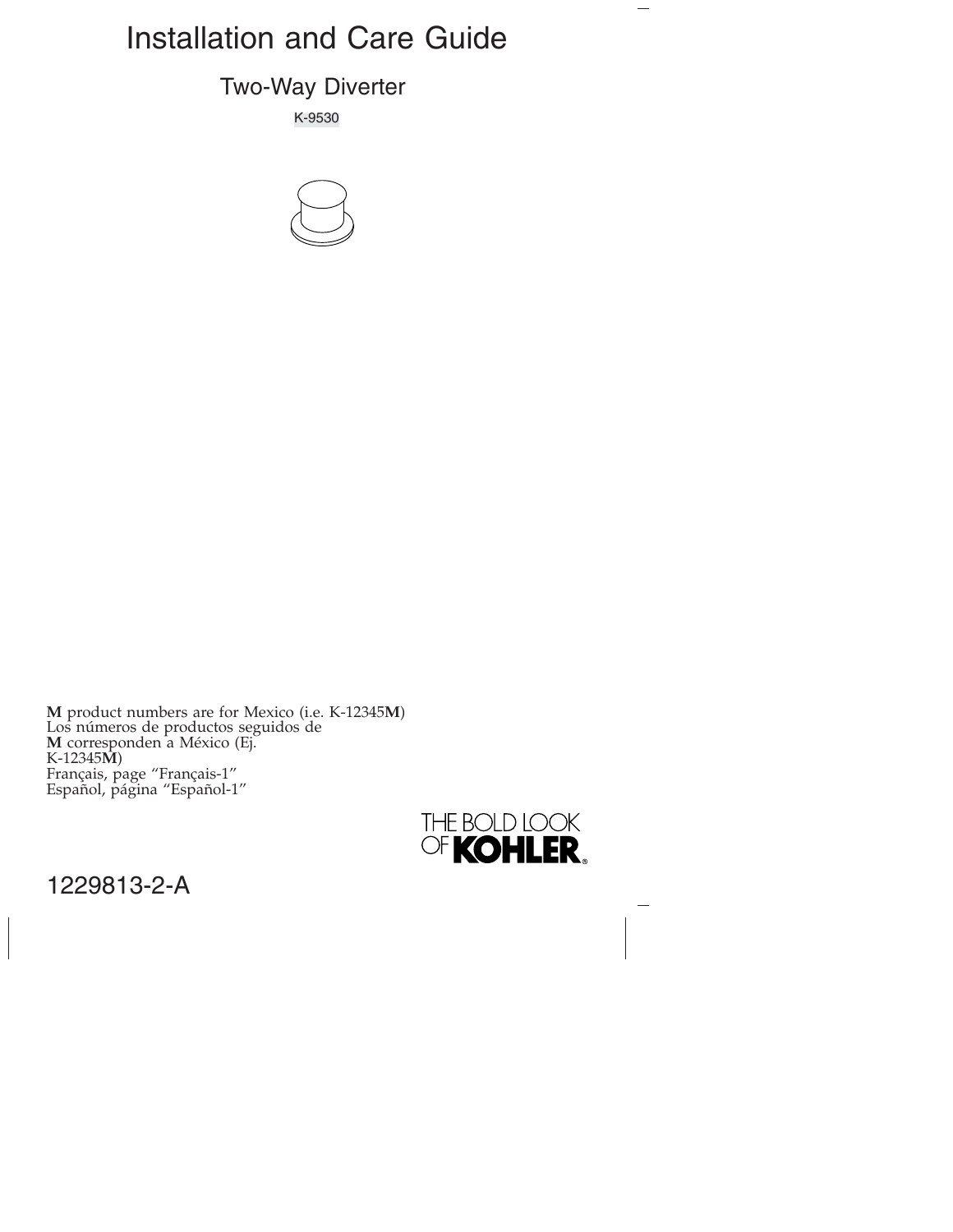# Installation and Care Guide

## Two-Way Diverter

K-9530

**M** product numbers are for Mexico (i.e. K-12345**M**)
Los números de productos seguidos de
**M** corresponden a México (Ej.
K-12345**M**)
Français, page "Français-1"
Español, página "Español-1"

THE BOLD LOOK OF KOHLER®

1229813-2-A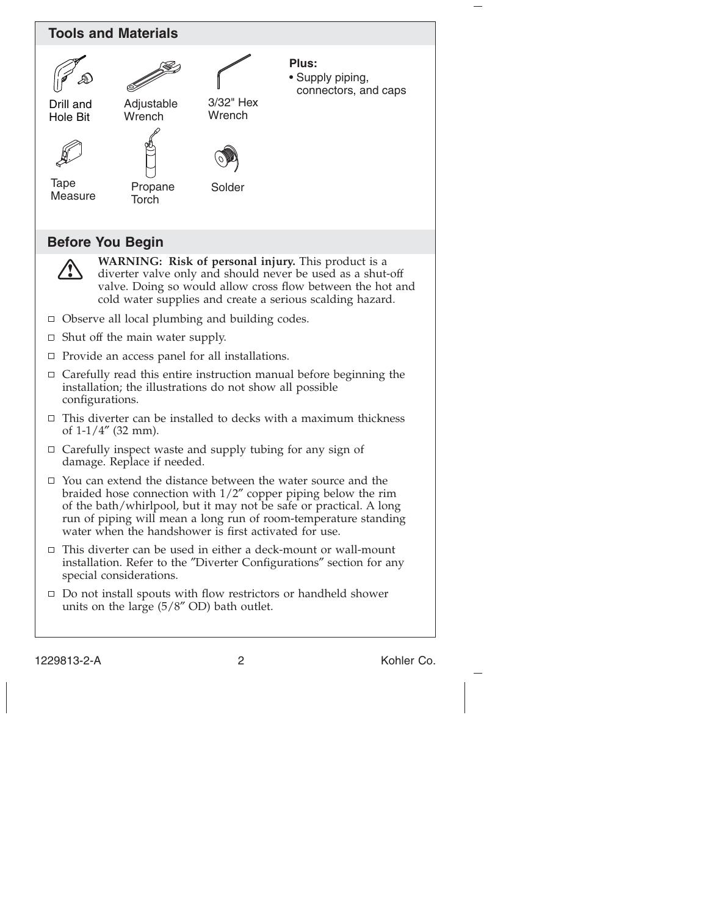## Tools and Materials

Drill and Hole Bit

Adjustable Wrench

3/32" Hex Wrench

Tape Measure

Propane Torch

Solder

**Plus:**

- Supply piping, connectors, and caps

## Before You Begin

**WARNING: Risk of personal injury.** This product is a diverter valve only and should never be used as a shut-off valve. Doing so would allow cross flow between the hot and cold water supplies and create a serious scalding hazard.

- Observe all local plumbing and building codes.
- Shut off the main water supply.
- Provide an access panel for all installations.
- Carefully read this entire instruction manual before beginning the installation; the illustrations do not show all possible configurations.
- This diverter can be installed to decks with a maximum thickness of 1-1/4″ (32 mm).
- Carefully inspect waste and supply tubing for any sign of damage. Replace if needed.
- You can extend the distance between the water source and the braided hose connection with 1/2″ copper piping below the rim of the bath/whirlpool, but it may not be safe or practical. A long run of piping will mean a long run of room-temperature standing water when the handshower is first activated for use.
- This diverter can be used in either a deck-mount or wall-mount installation. Refer to the ″Diverter Configurations″ section for any special considerations.
- Do not install spouts with flow restrictors or handheld shower units on the large (5/8″ OD) bath outlet.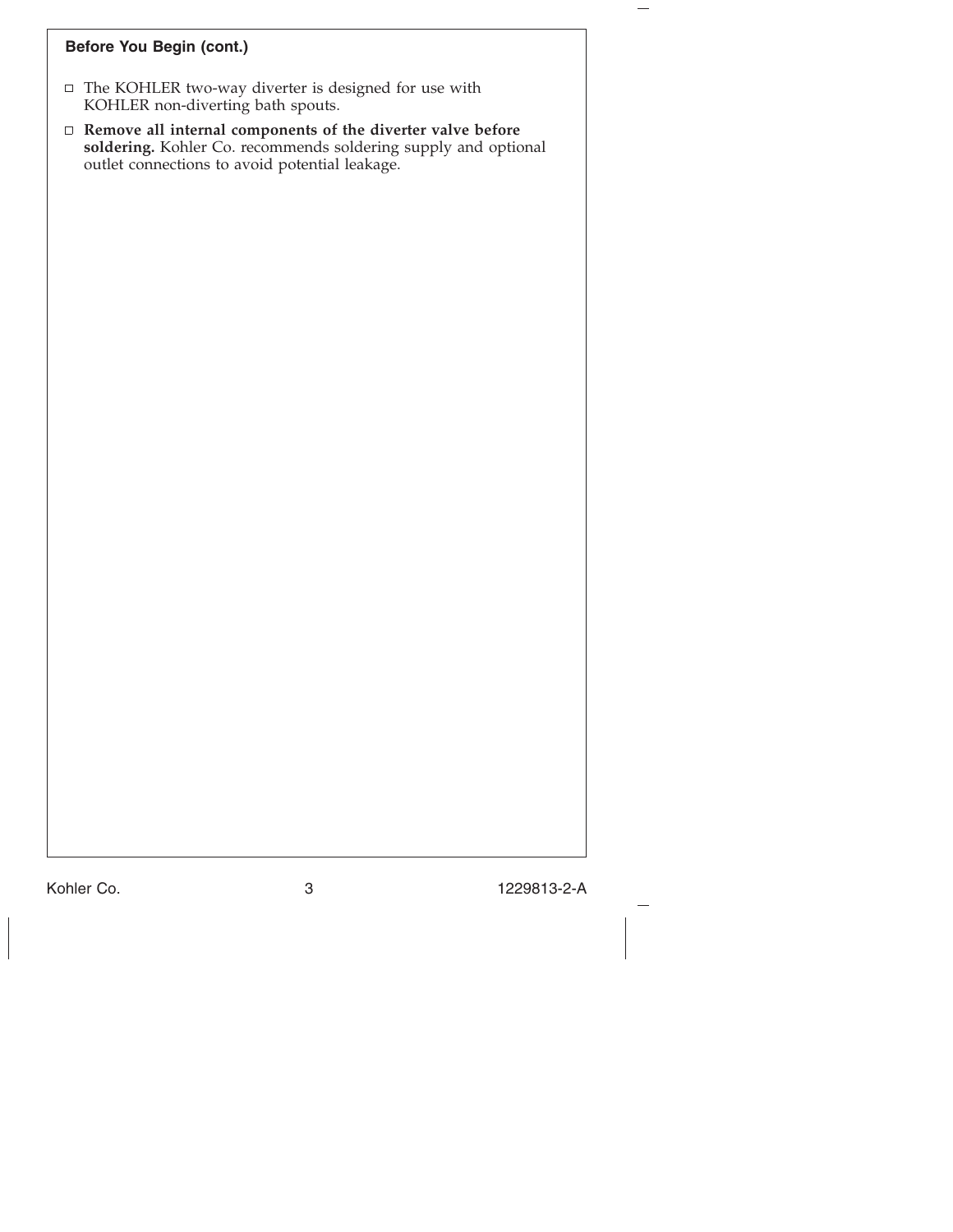## Before You Begin (cont.)

- ☐ The KOHLER two-way diverter is designed for use with KOHLER non-diverting bath spouts.
- ☐ **Remove all internal components of the diverter valve before soldering.** Kohler Co. recommends soldering supply and optional outlet connections to avoid potential leakage.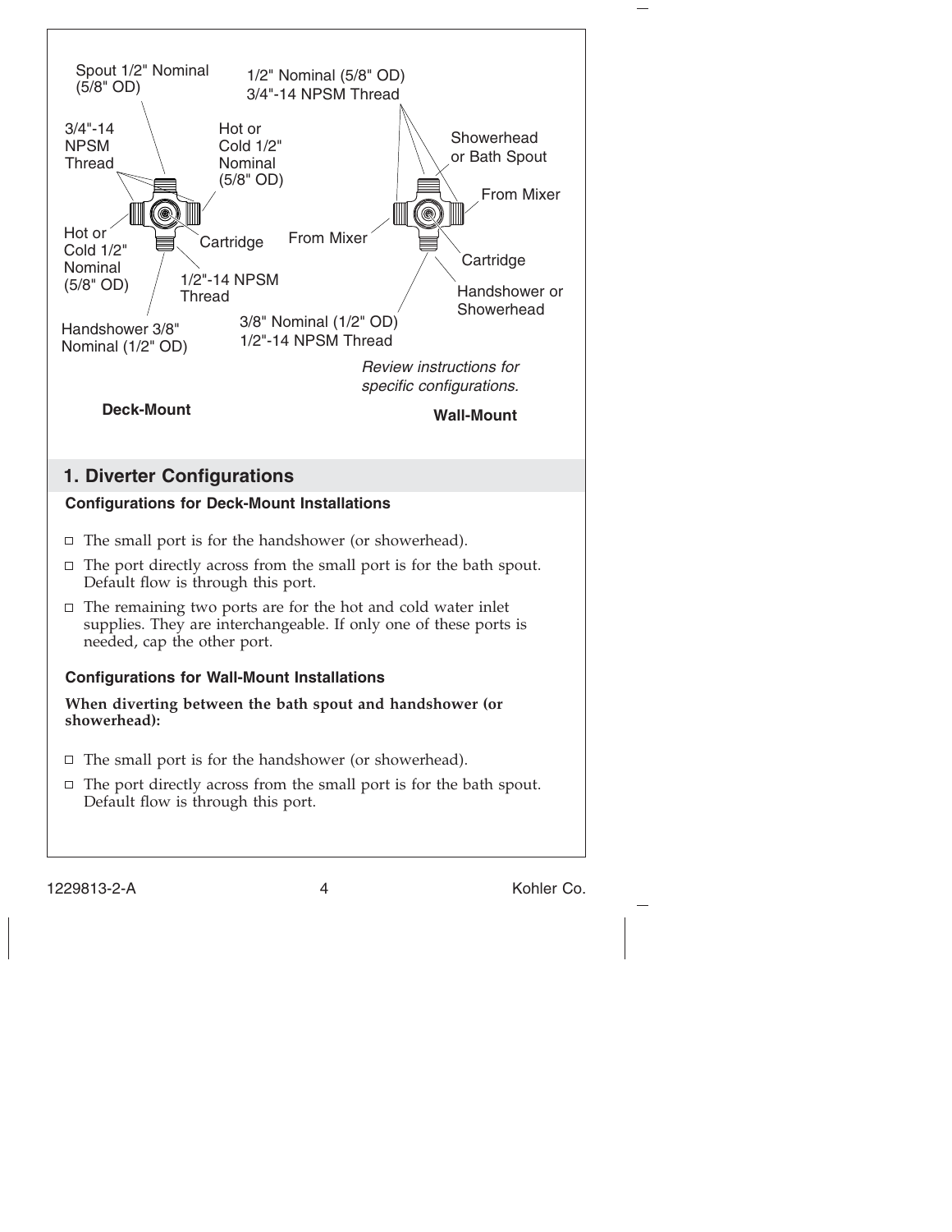Spout 1/2" Nominal (5/8" OD)

3/4"-14 NPSM Thread

Hot or Cold 1/2" Nominal (5/8" OD)

Hot or Cold 1/2" Nominal (5/8" OD)

Cartridge

1/2"-14 NPSM Thread

Handshower 3/8" Nominal (1/2" OD)

**Deck-Mount**

1/2" Nominal (5/8" OD)
3/4"-14 NPSM Thread

Showerhead or Bath Spout

From Mixer

From Mixer

Cartridge

Handshower or Showerhead

3/8" Nominal (1/2" OD)
1/2"-14 NPSM Thread

*Review instructions for specific configurations.*

**Wall-Mount**

## 1. Diverter Configurations

### Configurations for Deck-Mount Installations

- The small port is for the handshower (or showerhead).
- The port directly across from the small port is for the bath spout. Default flow is through this port.
- The remaining two ports are for the hot and cold water inlet supplies. They are interchangeable. If only one of these ports is needed, cap the other port.

### Configurations for Wall-Mount Installations

**When diverting between the bath spout and handshower (or showerhead):**

- The small port is for the handshower (or showerhead).
- The port directly across from the small port is for the bath spout. Default flow is through this port.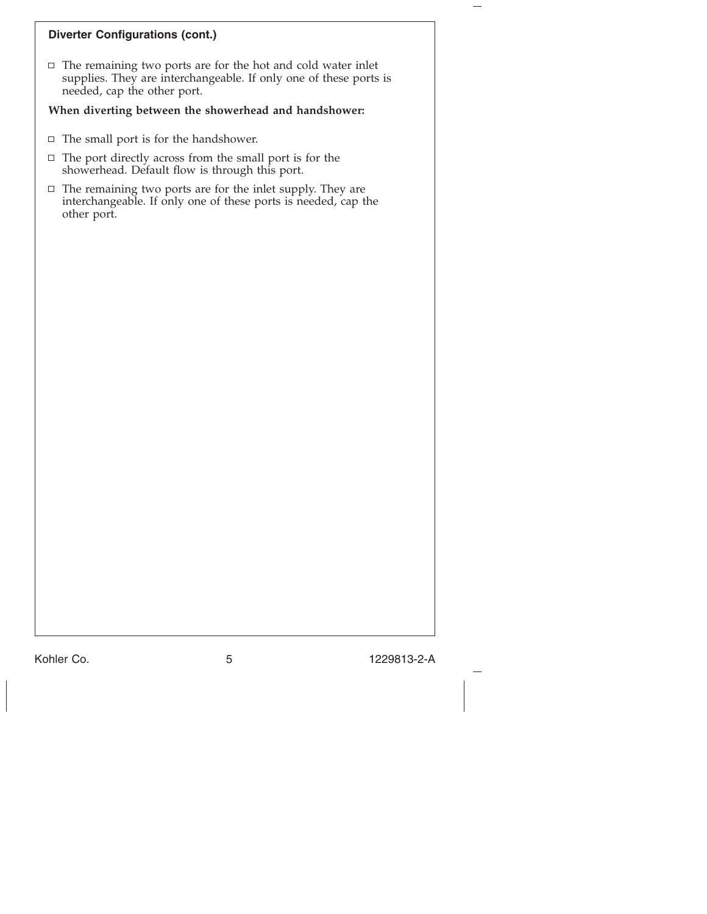## Diverter Configurations (cont.)

- The remaining two ports are for the hot and cold water inlet supplies. They are interchangeable. If only one of these ports is needed, cap the other port.

**When diverting between the showerhead and handshower:**

- The small port is for the handshower.
- The port directly across from the small port is for the showerhead. Default flow is through this port.
- The remaining two ports are for the inlet supply. They are interchangeable. If only one of these ports is needed, cap the other port.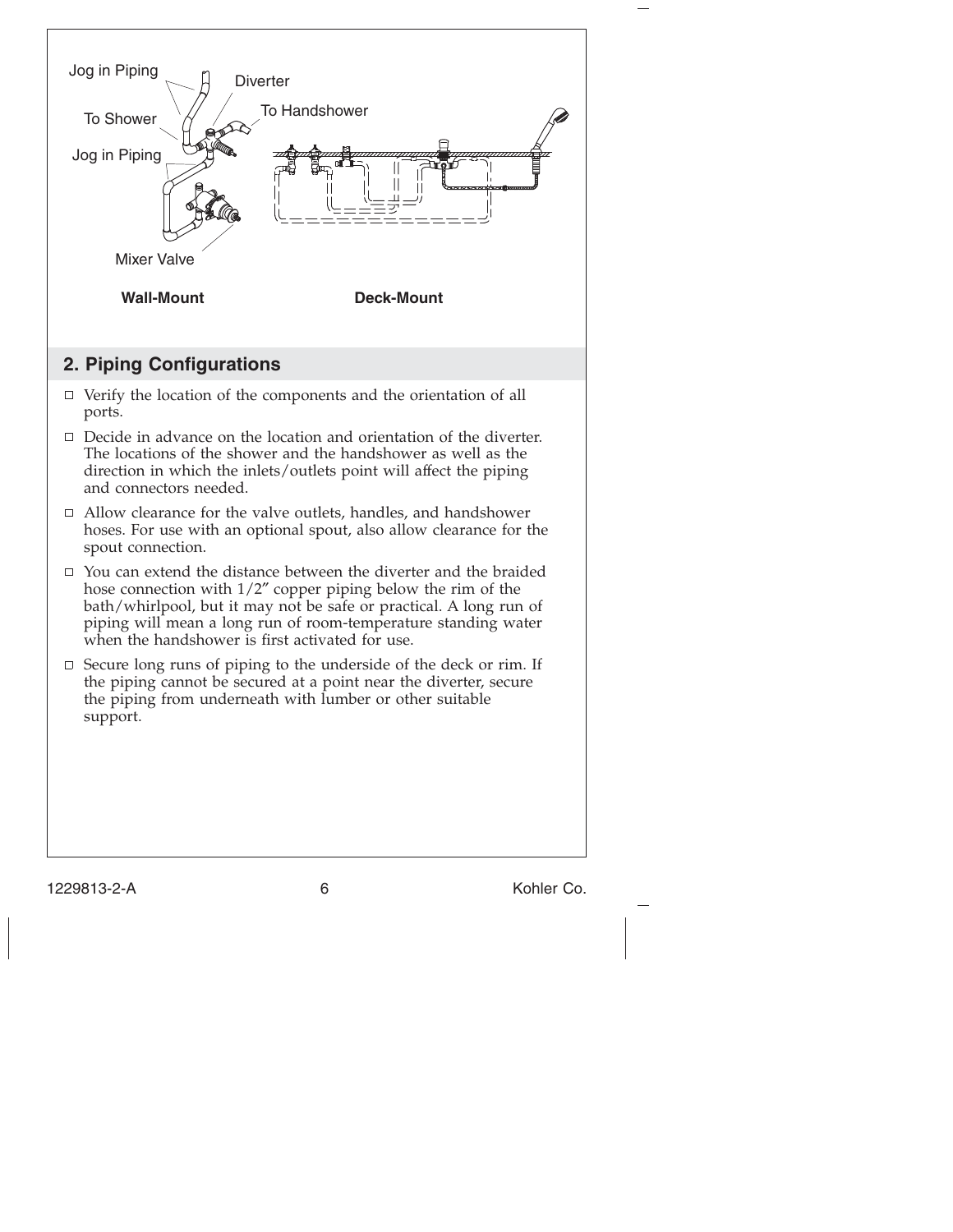Jog in Piping

Diverter

To Handshower

To Shower

Jog in Piping

Mixer Valve

**Wall-Mount**

**Deck-Mount**

## 2. Piping Configurations

- ☐ Verify the location of the components and the orientation of all ports.
- ☐ Decide in advance on the location and orientation of the diverter. The locations of the shower and the handshower as well as the direction in which the inlets/outlets point will affect the piping and connectors needed.
- ☐ Allow clearance for the valve outlets, handles, and handshower hoses. For use with an optional spout, also allow clearance for the spout connection.
- ☐ You can extend the distance between the diverter and the braided hose connection with 1/2″ copper piping below the rim of the bath/whirlpool, but it may not be safe or practical. A long run of piping will mean a long run of room-temperature standing water when the handshower is first activated for use.
- ☐ Secure long runs of piping to the underside of the deck or rim. If the piping cannot be secured at a point near the diverter, secure the piping from underneath with lumber or other suitable support.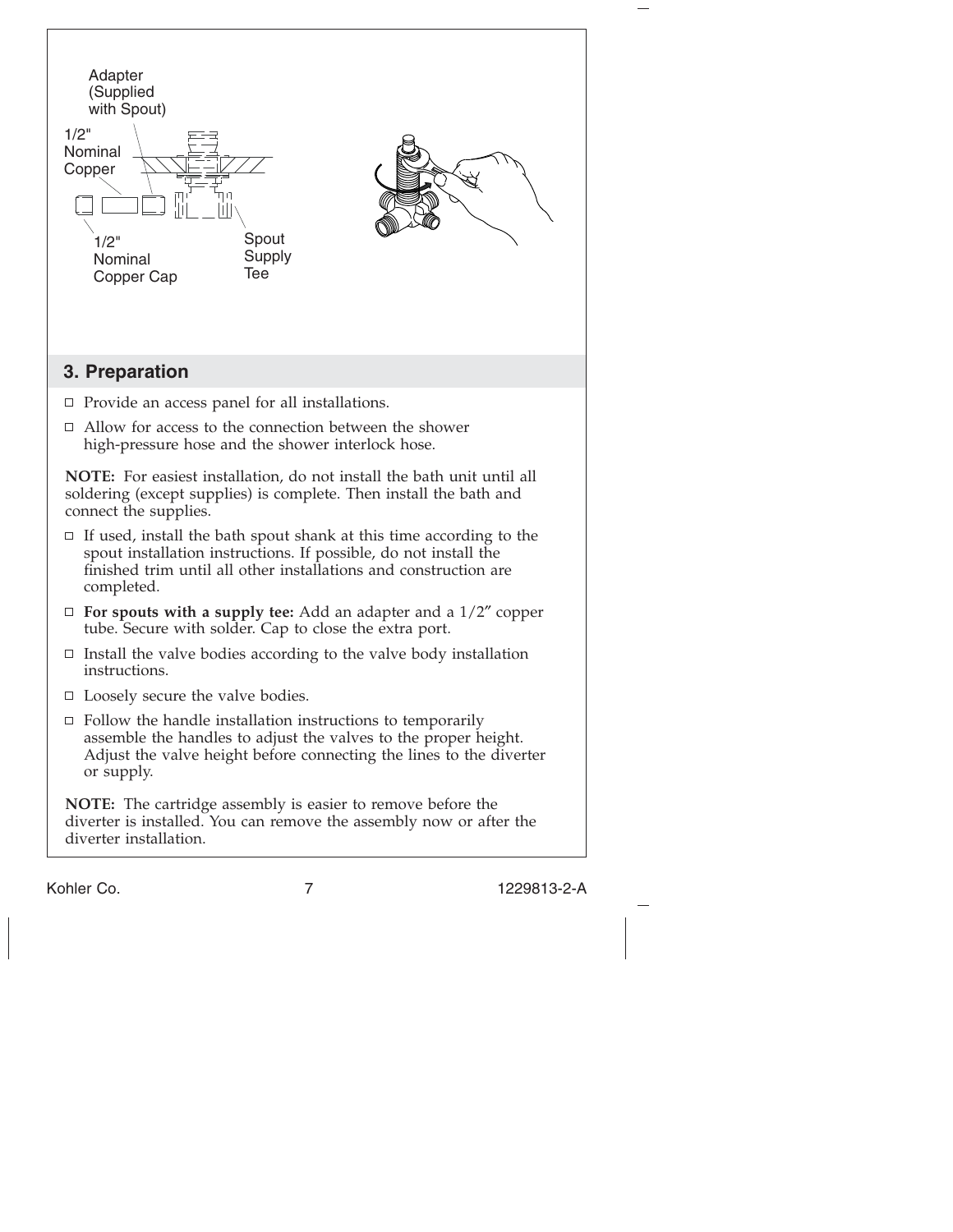Adapter (Supplied with Spout)

1/2" Nominal Copper

1/2" Nominal Copper Cap

Spout Supply Tee

## 3. Preparation

- ☐ Provide an access panel for all installations.
- ☐ Allow for access to the connection between the shower high-pressure hose and the shower interlock hose.

**NOTE:** For easiest installation, do not install the bath unit until all soldering (except supplies) is complete. Then install the bath and connect the supplies.

- ☐ If used, install the bath spout shank at this time according to the spout installation instructions. If possible, do not install the finished trim until all other installations and construction are completed.
- ☐ **For spouts with a supply tee:** Add an adapter and a 1/2″ copper tube. Secure with solder. Cap to close the extra port.
- ☐ Install the valve bodies according to the valve body installation instructions.
- ☐ Loosely secure the valve bodies.
- ☐ Follow the handle installation instructions to temporarily assemble the handles to adjust the valves to the proper height. Adjust the valve height before connecting the lines to the diverter or supply.

**NOTE:** The cartridge assembly is easier to remove before the diverter is installed. You can remove the assembly now or after the diverter installation.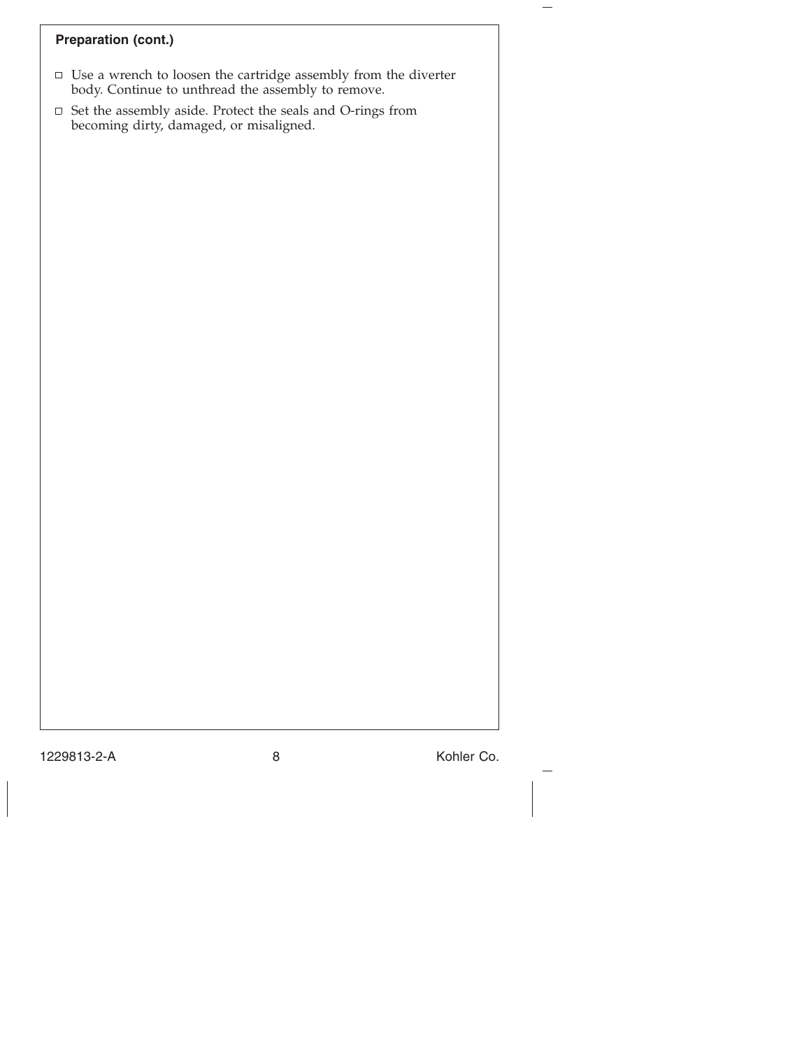## Preparation (cont.)

- ☐ Use a wrench to loosen the cartridge assembly from the diverter body. Continue to unthread the assembly to remove.
- ☐ Set the assembly aside. Protect the seals and O-rings from becoming dirty, damaged, or misaligned.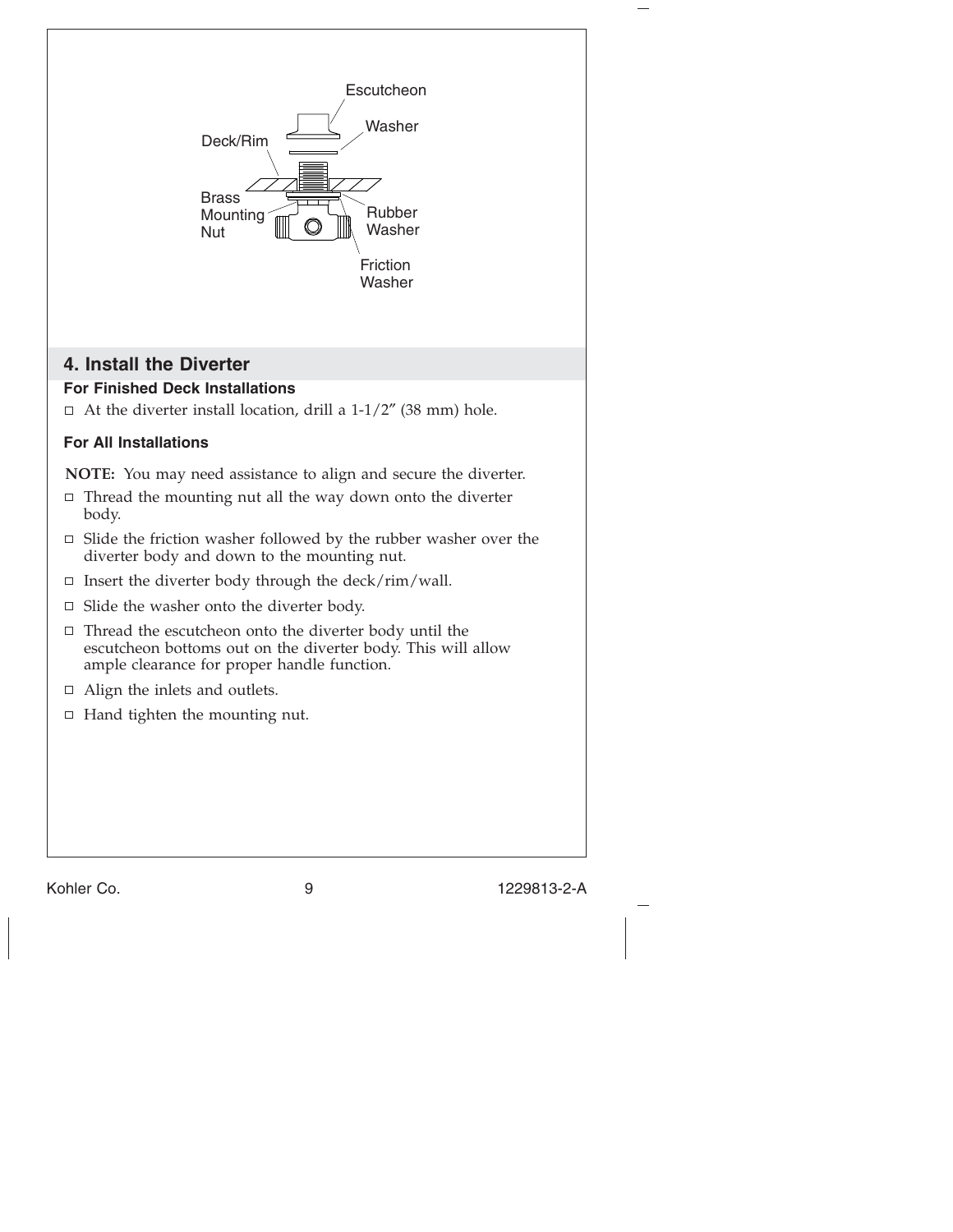Escutcheon

Washer

Deck/Rim

Brass Mounting Nut

Rubber Washer

Friction Washer

## 4. Install the Diverter

### For Finished Deck Installations

- ☐ At the diverter install location, drill a 1-1/2″ (38 mm) hole.

### For All Installations

**NOTE:** You may need assistance to align and secure the diverter.

- ☐ Thread the mounting nut all the way down onto the diverter body.
- ☐ Slide the friction washer followed by the rubber washer over the diverter body and down to the mounting nut.
- ☐ Insert the diverter body through the deck/rim/wall.
- ☐ Slide the washer onto the diverter body.
- ☐ Thread the escutcheon onto the diverter body until the escutcheon bottoms out on the diverter body. This will allow ample clearance for proper handle function.
- ☐ Align the inlets and outlets.
- ☐ Hand tighten the mounting nut.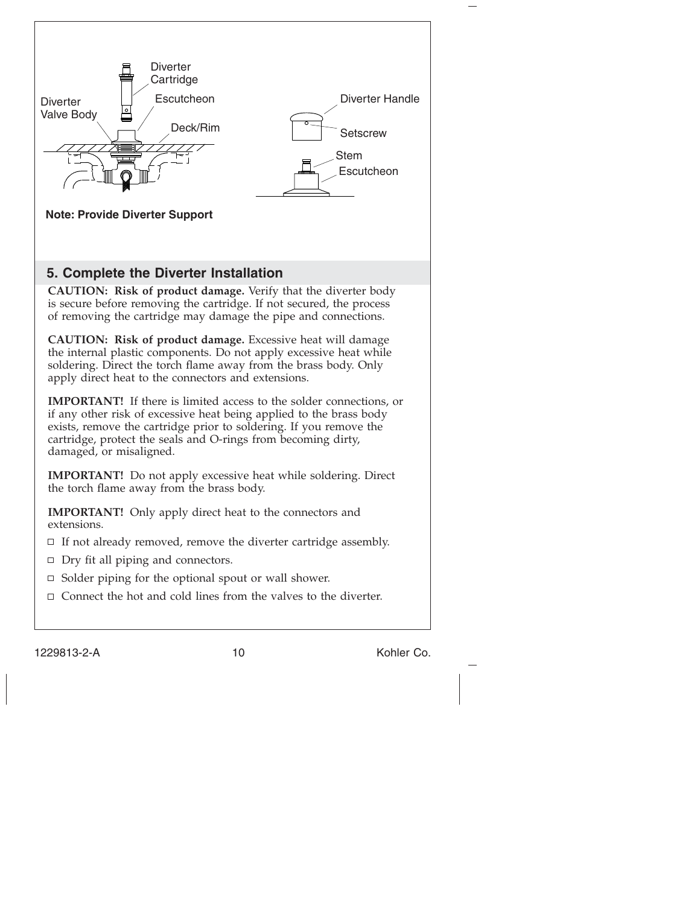Diverter Cartridge

Diverter Valve Body

Escutcheon

Deck/Rim

Diverter Handle

Setscrew

Stem

Escutcheon

**Note: Provide Diverter Support**

## 5. Complete the Diverter Installation

**CAUTION: Risk of product damage.** Verify that the diverter body is secure before removing the cartridge. If not secured, the process of removing the cartridge may damage the pipe and connections.

**CAUTION: Risk of product damage.** Excessive heat will damage the internal plastic components. Do not apply excessive heat while soldering. Direct the torch flame away from the brass body. Only apply direct heat to the connectors and extensions.

**IMPORTANT!** If there is limited access to the solder connections, or if any other risk of excessive heat being applied to the brass body exists, remove the cartridge prior to soldering. If you remove the cartridge, protect the seals and O-rings from becoming dirty, damaged, or misaligned.

**IMPORTANT!** Do not apply excessive heat while soldering. Direct the torch flame away from the brass body.

**IMPORTANT!** Only apply direct heat to the connectors and extensions.

- ☐ If not already removed, remove the diverter cartridge assembly.
- ☐ Dry fit all piping and connectors.
- ☐ Solder piping for the optional spout or wall shower.
- ☐ Connect the hot and cold lines from the valves to the diverter.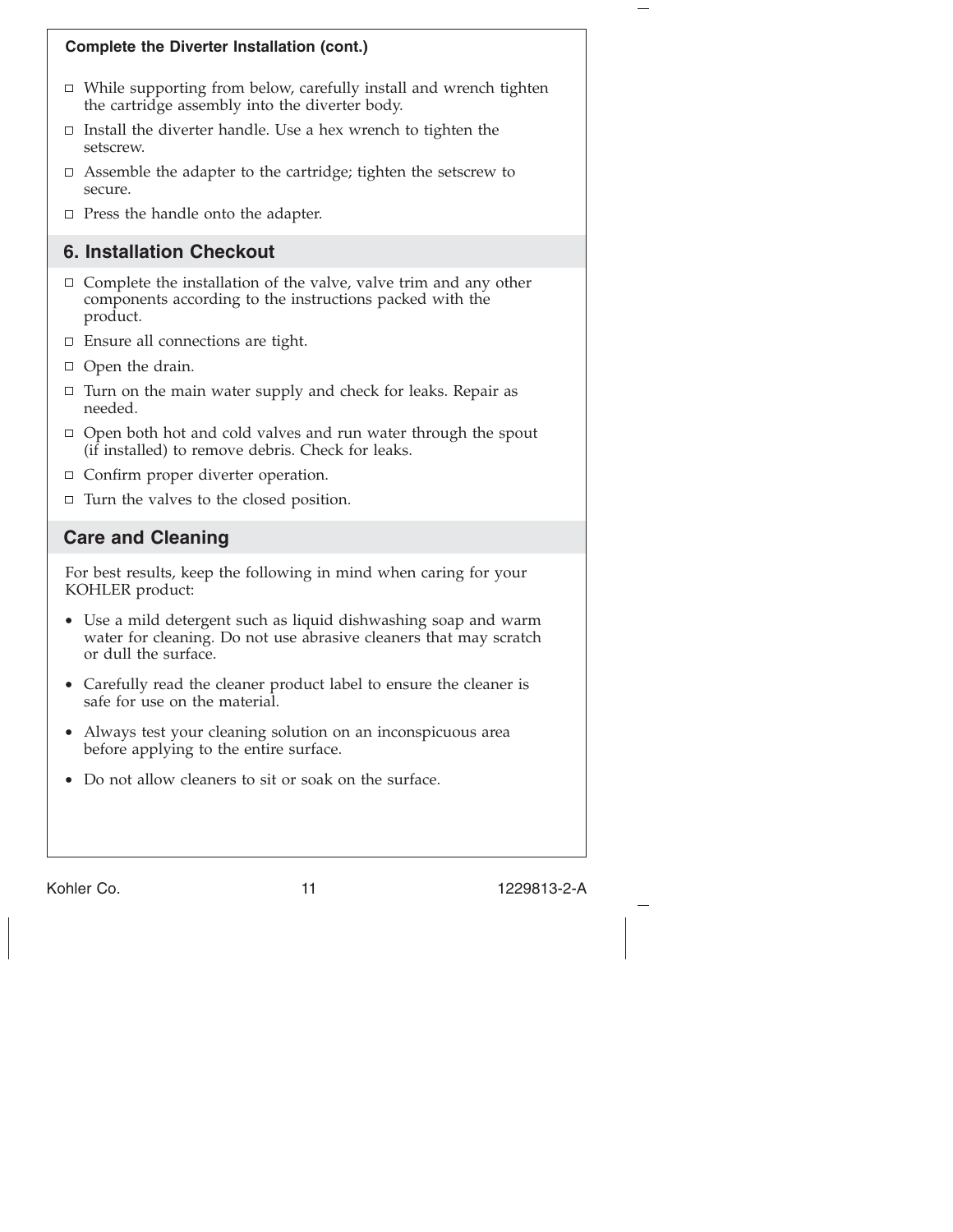**Complete the Diverter Installation (cont.)**

- ☐ While supporting from below, carefully install and wrench tighten the cartridge assembly into the diverter body.
- ☐ Install the diverter handle. Use a hex wrench to tighten the setscrew.
- ☐ Assemble the adapter to the cartridge; tighten the setscrew to secure.
- ☐ Press the handle onto the adapter.

## 6. Installation Checkout

- ☐ Complete the installation of the valve, valve trim and any other components according to the instructions packed with the product.
- ☐ Ensure all connections are tight.
- ☐ Open the drain.
- ☐ Turn on the main water supply and check for leaks. Repair as needed.
- ☐ Open both hot and cold valves and run water through the spout (if installed) to remove debris. Check for leaks.
- ☐ Confirm proper diverter operation.
- ☐ Turn the valves to the closed position.

## Care and Cleaning

For best results, keep the following in mind when caring for your KOHLER product:

- Use a mild detergent such as liquid dishwashing soap and warm water for cleaning. Do not use abrasive cleaners that may scratch or dull the surface.
- Carefully read the cleaner product label to ensure the cleaner is safe for use on the material.
- Always test your cleaning solution on an inconspicuous area before applying to the entire surface.
- Do not allow cleaners to sit or soak on the surface.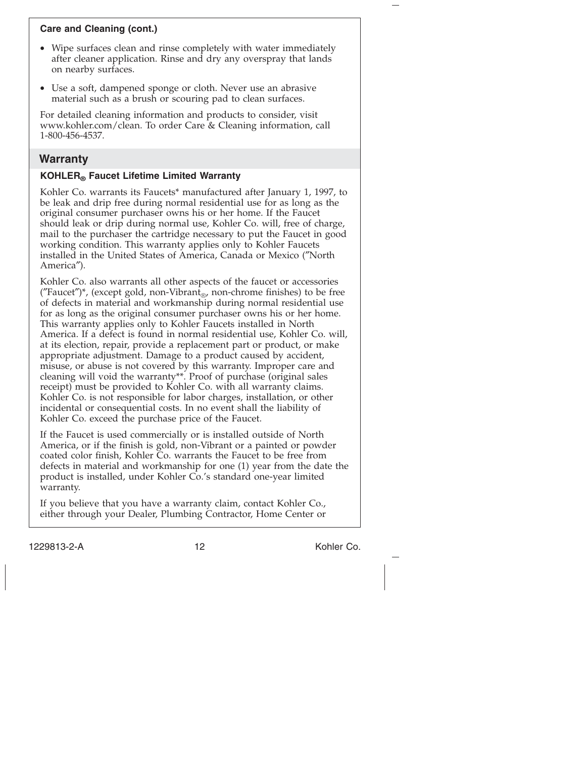**Care and Cleaning (cont.)**

- Wipe surfaces clean and rinse completely with water immediately after cleaner application. Rinse and dry any overspray that lands on nearby surfaces.
- Use a soft, dampened sponge or cloth. Never use an abrasive material such as a brush or scouring pad to clean surfaces.

For detailed cleaning information and products to consider, visit www.kohler.com/clean. To order Care & Cleaning information, call 1-800-456-4537.

## Warranty

**KOHLER® Faucet Lifetime Limited Warranty**

Kohler Co. warrants its Faucets* manufactured after January 1, 1997, to be leak and drip free during normal residential use for as long as the original consumer purchaser owns his or her home. If the Faucet should leak or drip during normal use, Kohler Co. will, free of charge, mail to the purchaser the cartridge necessary to put the Faucet in good working condition. This warranty applies only to Kohler Faucets installed in the United States of America, Canada or Mexico ("North America").

Kohler Co. also warrants all other aspects of the faucet or accessories ("Faucet")*, (except gold, non-Vibrant®, non-chrome finishes) to be free of defects in material and workmanship during normal residential use for as long as the original consumer purchaser owns his or her home. This warranty applies only to Kohler Faucets installed in North America. If a defect is found in normal residential use, Kohler Co. will, at its election, repair, provide a replacement part or product, or make appropriate adjustment. Damage to a product caused by accident, misuse, or abuse is not covered by this warranty. Improper care and cleaning will void the warranty**. Proof of purchase (original sales receipt) must be provided to Kohler Co. with all warranty claims. Kohler Co. is not responsible for labor charges, installation, or other incidental or consequential costs. In no event shall the liability of Kohler Co. exceed the purchase price of the Faucet.

If the Faucet is used commercially or is installed outside of North America, or if the finish is gold, non-Vibrant or a painted or powder coated color finish, Kohler Co. warrants the Faucet to be free from defects in material and workmanship for one (1) year from the date the product is installed, under Kohler Co.'s standard one-year limited warranty.

If you believe that you have a warranty claim, contact Kohler Co., either through your Dealer, Plumbing Contractor, Home Center or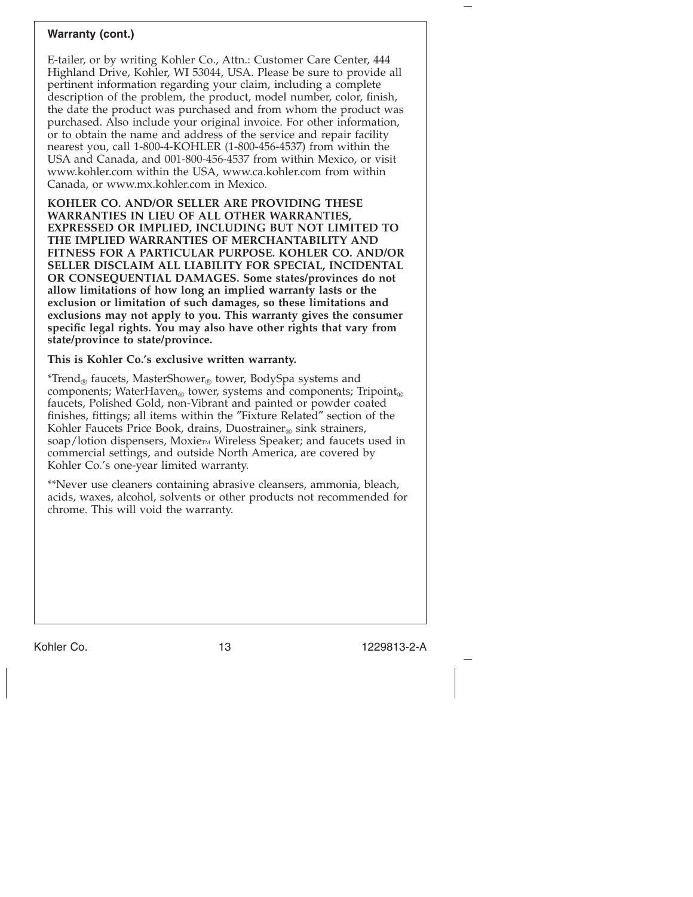**Warranty (cont.)**

E-tailer, or by writing Kohler Co., Attn.: Customer Care Center, 444 Highland Drive, Kohler, WI 53044, USA. Please be sure to provide all pertinent information regarding your claim, including a complete description of the problem, the product, model number, color, finish, the date the product was purchased and from whom the product was purchased. Also include your original invoice. For other information, or to obtain the name and address of the service and repair facility nearest you, call 1-800-4-KOHLER (1-800-456-4537) from within the USA and Canada, and 001-800-456-4537 from within Mexico, or visit www.kohler.com within the USA, www.ca.kohler.com from within Canada, or www.mx.kohler.com in Mexico.

**KOHLER CO. AND/OR SELLER ARE PROVIDING THESE WARRANTIES IN LIEU OF ALL OTHER WARRANTIES, EXPRESSED OR IMPLIED, INCLUDING BUT NOT LIMITED TO THE IMPLIED WARRANTIES OF MERCHANTABILITY AND FITNESS FOR A PARTICULAR PURPOSE. KOHLER CO. AND/OR SELLER DISCLAIM ALL LIABILITY FOR SPECIAL, INCIDENTAL OR CONSEQUENTIAL DAMAGES. Some states/provinces do not allow limitations of how long an implied warranty lasts or the exclusion or limitation of such damages, so these limitations and exclusions may not apply to you. This warranty gives the consumer specific legal rights. You may also have other rights that vary from state/province to state/province.**

**This is Kohler Co.'s exclusive written warranty.**

*Trend® faucets, MasterShower® tower, BodySpa systems and components; WaterHaven® tower, systems and components; Tripoint® faucets, Polished Gold, non-Vibrant and painted or powder coated finishes, fittings; all items within the "Fixture Related" section of the Kohler Faucets Price Book, drains, Duostrainer® sink strainers, soap/lotion dispensers, Moxie™ Wireless Speaker; and faucets used in commercial settings, and outside North America, are covered by Kohler Co.'s one-year limited warranty.

**Never use cleaners containing abrasive cleansers, ammonia, bleach, acids, waxes, alcohol, solvents or other products not recommended for chrome. This will void the warranty.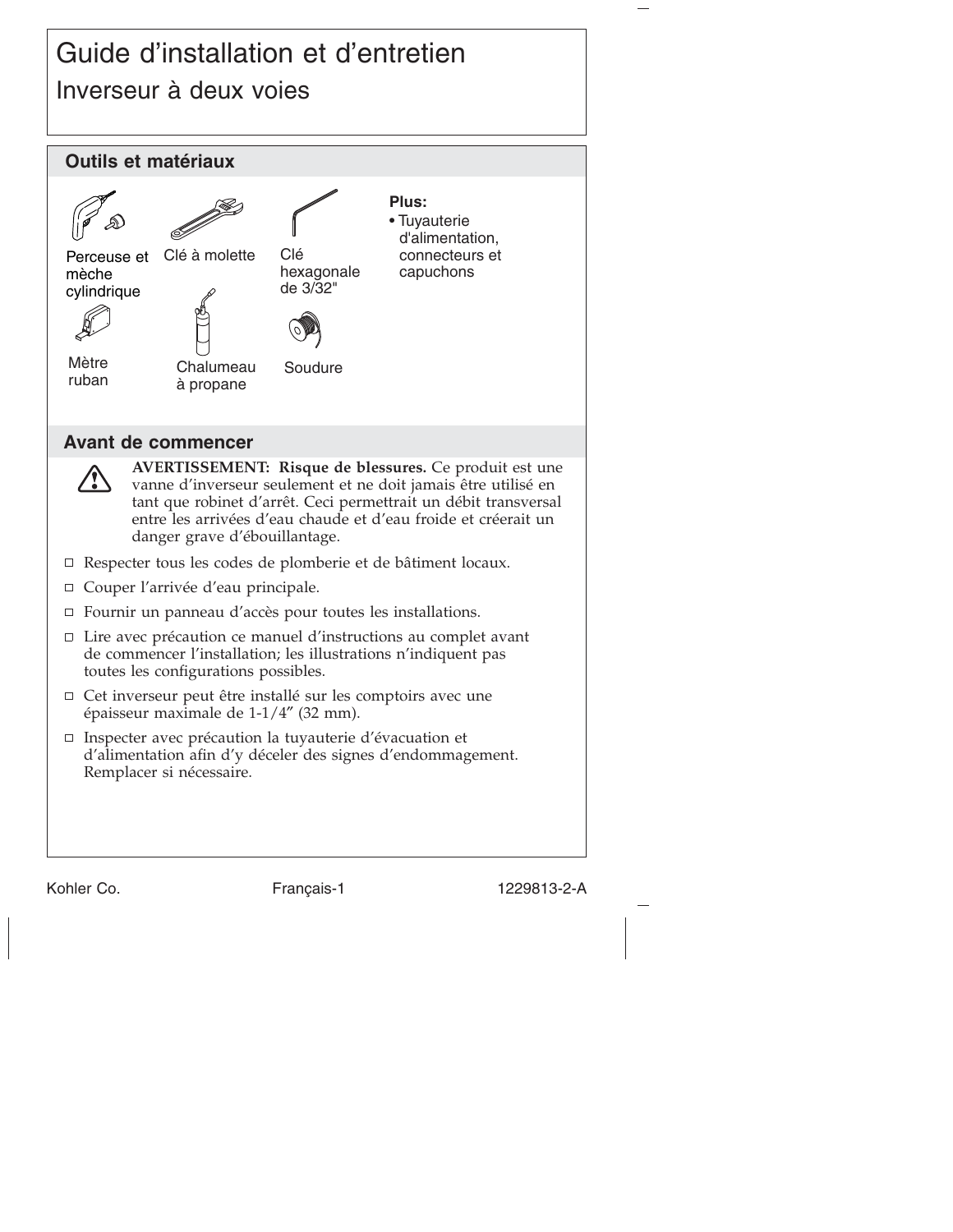# Guide d'installation et d'entretien

## Inverseur à deux voies

## Outils et matériaux

Perceuse et mèche cylindrique

Clé à molette

Clé hexagonale de 3/32"

Mètre ruban

Chalumeau à propane

Soudure

**Plus:**

- Tuyauterie d'alimentation, connecteurs et capuchons

## Avant de commencer

**AVERTISSEMENT: Risque de blessures.** Ce produit est une vanne d'inverseur seulement et ne doit jamais être utilisé en tant que robinet d'arrêt. Ceci permettrait un débit transversal entre les arrivées d'eau chaude et d'eau froide et créerait un danger grave d'ébouillantage.

- ☐ Respecter tous les codes de plomberie et de bâtiment locaux.
- ☐ Couper l'arrivée d'eau principale.
- ☐ Fournir un panneau d'accès pour toutes les installations.
- ☐ Lire avec précaution ce manuel d'instructions au complet avant de commencer l'installation; les illustrations n'indiquent pas toutes les configurations possibles.
- ☐ Cet inverseur peut être installé sur les comptoirs avec une épaisseur maximale de 1-1/4″ (32 mm).
- ☐ Inspecter avec précaution la tuyauterie d'évacuation et d'alimentation afin d'y déceler des signes d'endommagement. Remplacer si nécessaire.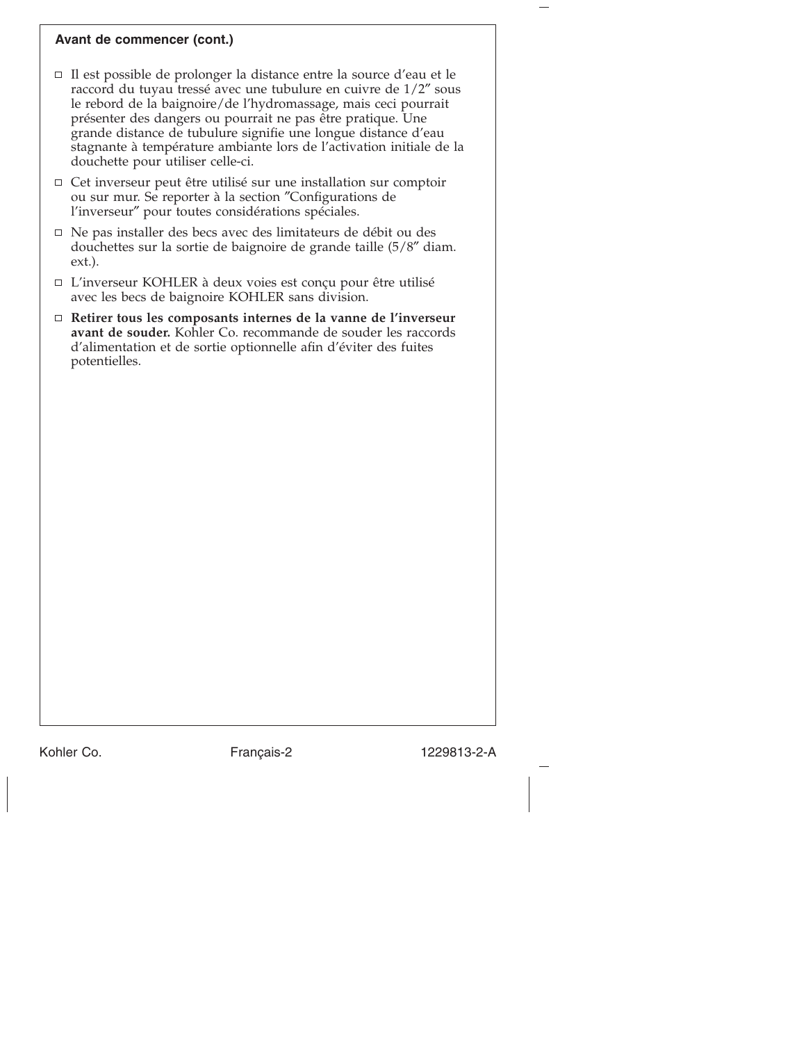**Avant de commencer (cont.)**

- ☐ Il est possible de prolonger la distance entre la source d'eau et le raccord du tuyau tressé avec une tubulure en cuivre de 1/2″ sous le rebord de la baignoire/de l'hydromassage, mais ceci pourrait présenter des dangers ou pourrait ne pas être pratique. Une grande distance de tubulure signifie une longue distance d'eau stagnante à température ambiante lors de l'activation initiale de la douchette pour utiliser celle-ci.
- ☐ Cet inverseur peut être utilisé sur une installation sur comptoir ou sur mur. Se reporter à la section ″Configurations de l'inverseur″ pour toutes considérations spéciales.
- ☐ Ne pas installer des becs avec des limitateurs de débit ou des douchettes sur la sortie de baignoire de grande taille (5/8″ diam. ext.).
- ☐ L'inverseur KOHLER à deux voies est conçu pour être utilisé avec les becs de baignoire KOHLER sans division.
- ☐ **Retirer tous les composants internes de la vanne de l'inverseur avant de souder.** Kohler Co. recommande de souder les raccords d'alimentation et de sortie optionnelle afin d'éviter des fuites potentielles.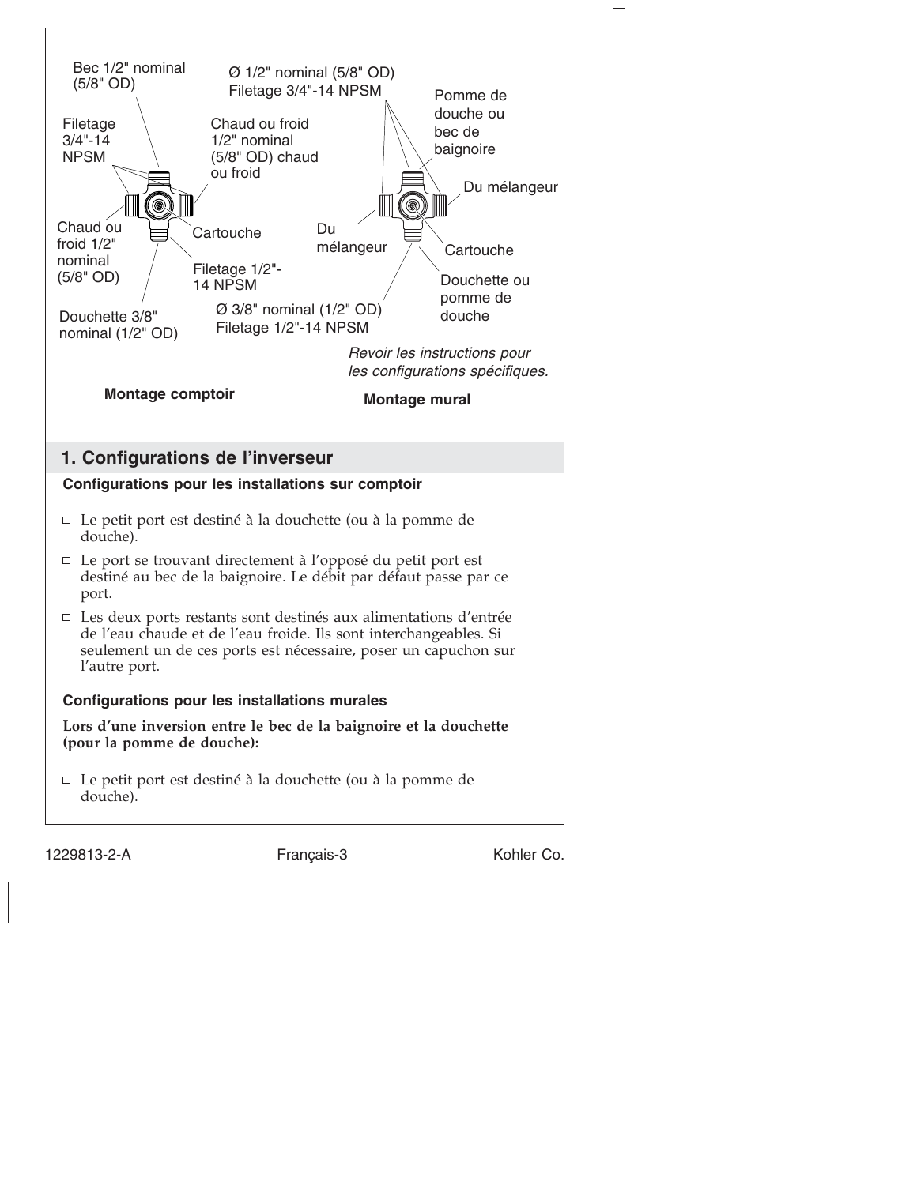Bec 1/2" nominal (5/8" OD)

Filetage 3/4"-14 NPSM

Chaud ou froid 1/2" nominal (5/8" OD) chaud ou froid

Chaud ou froid 1/2" nominal (5/8" OD)

Cartouche

Filetage 1/2"-14 NPSM

Douchette 3/8" nominal (1/2" OD)

**Montage comptoir**

Ø 1/2" nominal (5/8" OD) Filetage 3/4"-14 NPSM

Pomme de douche ou bec de baignoire

Du mélangeur

Du mélangeur

Cartouche

Douchette ou pomme de douche

Ø 3/8" nominal (1/2" OD) Filetage 1/2"-14 NPSM

*Revoir les instructions pour les configurations spécifiques.*

**Montage mural**

## 1. Configurations de l’inverseur

### Configurations pour les installations sur comptoir

- Le petit port est destiné à la douchette (ou à la pomme de douche).
- Le port se trouvant directement à l’opposé du petit port est destiné au bec de la baignoire. Le débit par défaut passe par ce port.
- Les deux ports restants sont destinés aux alimentations d’entrée de l’eau chaude et de l’eau froide. Ils sont interchangeables. Si seulement un de ces ports est nécessaire, poser un capuchon sur l’autre port.

### Configurations pour les installations murales

**Lors d’une inversion entre le bec de la baignoire et la douchette (pour la pomme de douche):**

- Le petit port est destiné à la douchette (ou à la pomme de douche).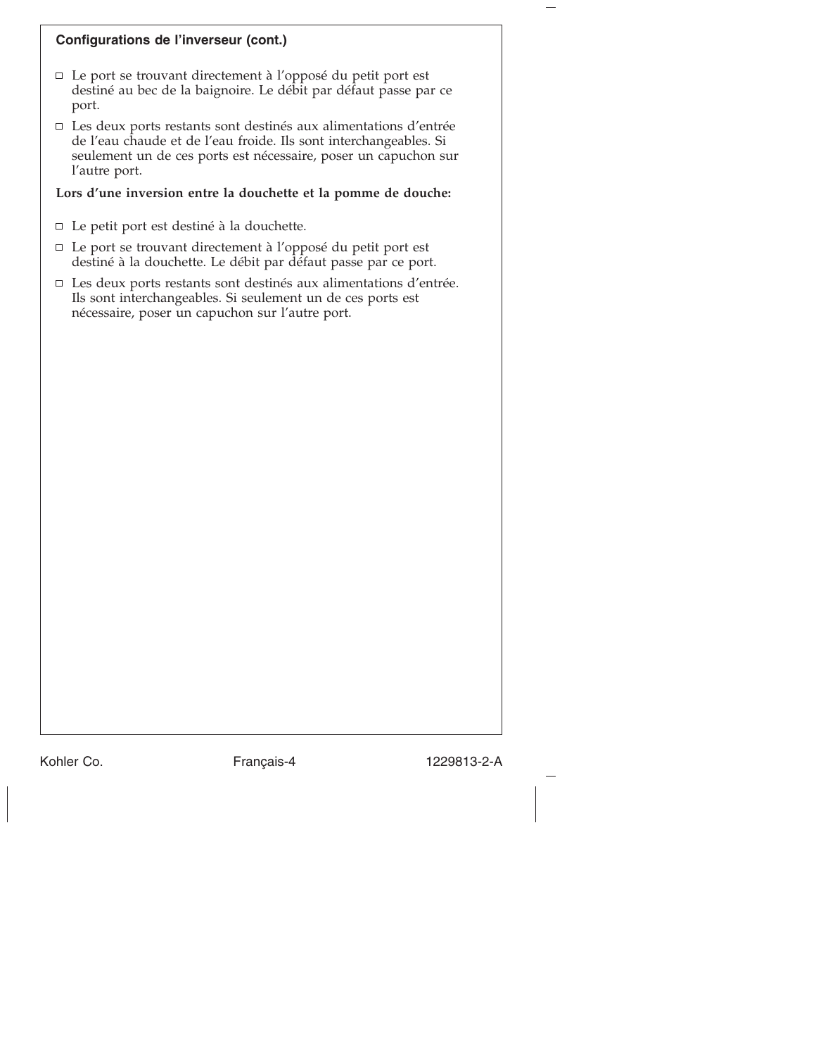### Configurations de l'inverseur (cont.)

- Le port se trouvant directement à l'opposé du petit port est destiné au bec de la baignoire. Le débit par défaut passe par ce port.
- Les deux ports restants sont destinés aux alimentations d'entrée de l'eau chaude et de l'eau froide. Ils sont interchangeables. Si seulement un de ces ports est nécessaire, poser un capuchon sur l'autre port.

**Lors d'une inversion entre la douchette et la pomme de douche:**

- Le petit port est destiné à la douchette.
- Le port se trouvant directement à l'opposé du petit port est destiné à la douchette. Le débit par défaut passe par ce port.
- Les deux ports restants sont destinés aux alimentations d'entrée. Ils sont interchangeables. Si seulement un de ces ports est nécessaire, poser un capuchon sur l'autre port.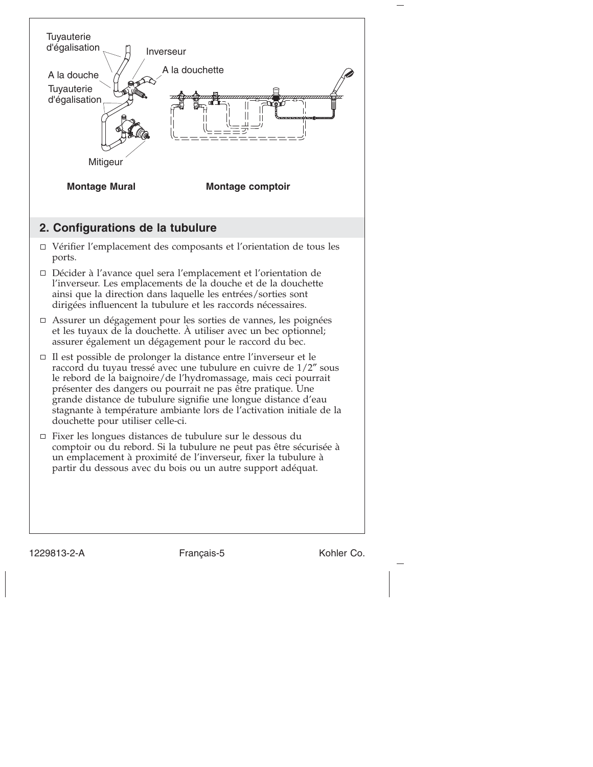Tuyauterie d'égalisation

Inverseur

A la douchette

A la douche

Tuyauterie d'égalisation

Mitigeur

**Montage Mural**

**Montage comptoir**

## 2. Configurations de la tubulure

- Vérifier l'emplacement des composants et l'orientation de tous les ports.
- Décider à l'avance quel sera l'emplacement et l'orientation de l'inverseur. Les emplacements de la douche et de la douchette ainsi que la direction dans laquelle les entrées/sorties sont dirigées influencent la tubulure et les raccords nécessaires.
- Assurer un dégagement pour les sorties de vannes, les poignées et les tuyaux de la douchette. À utiliser avec un bec optionnel; assurer également un dégagement pour le raccord du bec.
- Il est possible de prolonger la distance entre l'inverseur et le raccord du tuyau tressé avec une tubulure en cuivre de 1/2″ sous le rebord de la baignoire/de l'hydromassage, mais ceci pourrait présenter des dangers ou pourrait ne pas être pratique. Une grande distance de tubulure signifie une longue distance d'eau stagnante à température ambiante lors de l'activation initiale de la douchette pour utiliser celle-ci.
- Fixer les longues distances de tubulure sur le dessous du comptoir ou du rebord. Si la tubulure ne peut pas être sécurisée à un emplacement à proximité de l'inverseur, fixer la tubulure à partir du dessous avec du bois ou un autre support adéquat.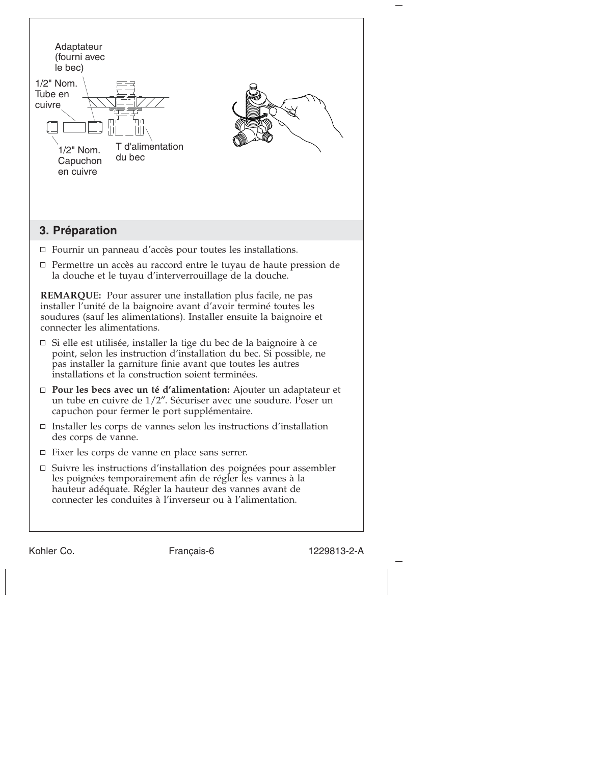Adaptateur (fourni avec le bec)

1/2" Nom. Tube en cuivre

1/2" Nom. Capuchon en cuivre

T d'alimentation du bec

## 3. Préparation

- ☐ Fournir un panneau d'accès pour toutes les installations.
- ☐ Permettre un accès au raccord entre le tuyau de haute pression de la douche et le tuyau d'interverrouillage de la douche.

**REMARQUE:** Pour assurer une installation plus facile, ne pas installer l'unité de la baignoire avant d'avoir terminé toutes les soudures (sauf les alimentations). Installer ensuite la baignoire et connecter les alimentations.

- ☐ Si elle est utilisée, installer la tige du bec de la baignoire à ce point, selon les instruction d'installation du bec. Si possible, ne pas installer la garniture finie avant que toutes les autres installations et la construction soient terminées.
- ☐ **Pour les becs avec un té d'alimentation:** Ajouter un adaptateur et un tube en cuivre de 1/2". Sécuriser avec une soudure. Poser un capuchon pour fermer le port supplémentaire.
- ☐ Installer les corps de vannes selon les instructions d'installation des corps de vanne.
- ☐ Fixer les corps de vanne en place sans serrer.
- ☐ Suivre les instructions d'installation des poignées pour assembler les poignées temporairement afin de régler les vannes à la hauteur adéquate. Régler la hauteur des vannes avant de connecter les conduites à l'inverseur ou à l'alimentation.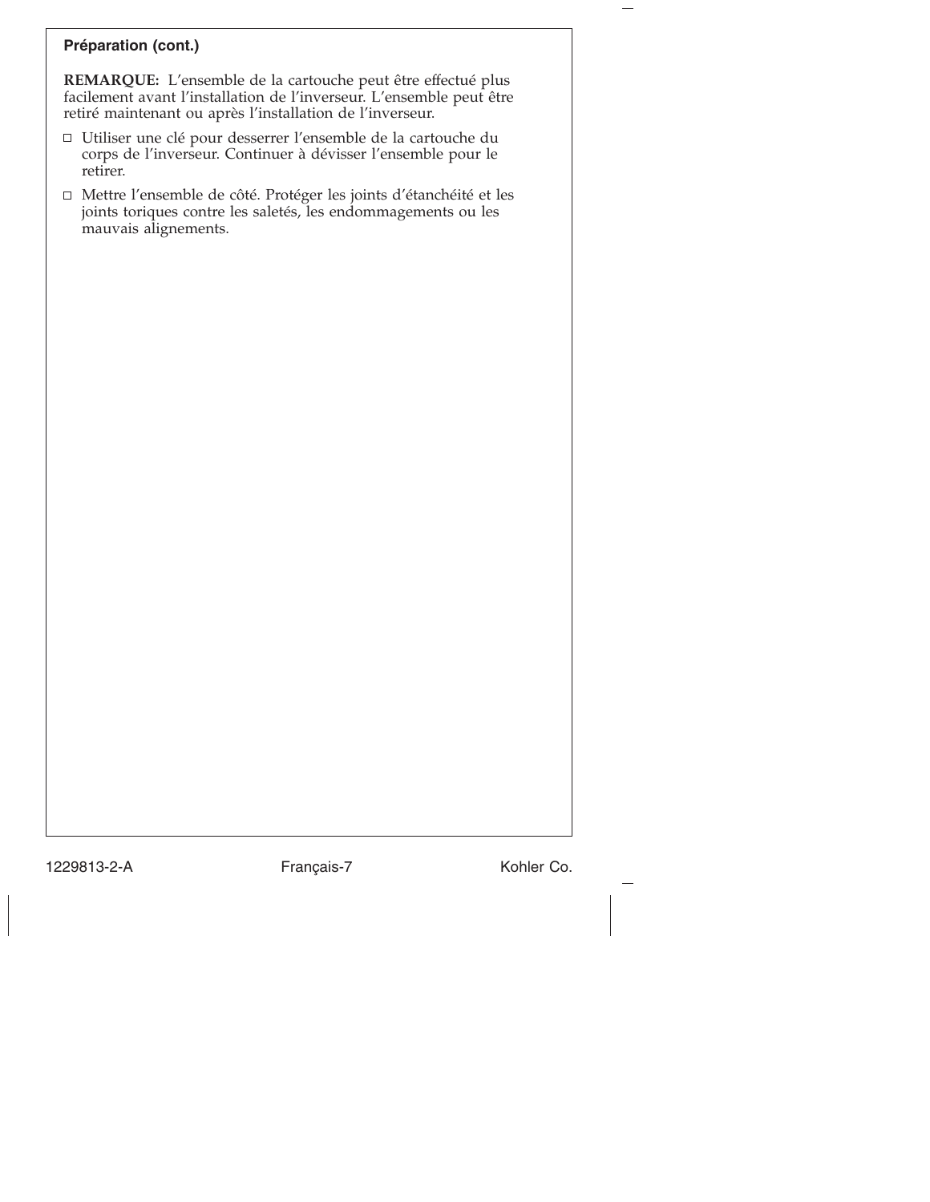## Préparation (cont.)

**REMARQUE:** L'ensemble de la cartouche peut être effectué plus facilement avant l'installation de l'inverseur. L'ensemble peut être retiré maintenant ou après l'installation de l'inverseur.

- ☐ Utiliser une clé pour desserrer l'ensemble de la cartouche du corps de l'inverseur. Continuer à dévisser l'ensemble pour le retirer.
- ☐ Mettre l'ensemble de côté. Protéger les joints d'étanchéité et les joints toriques contre les saletés, les endommagements ou les mauvais alignements.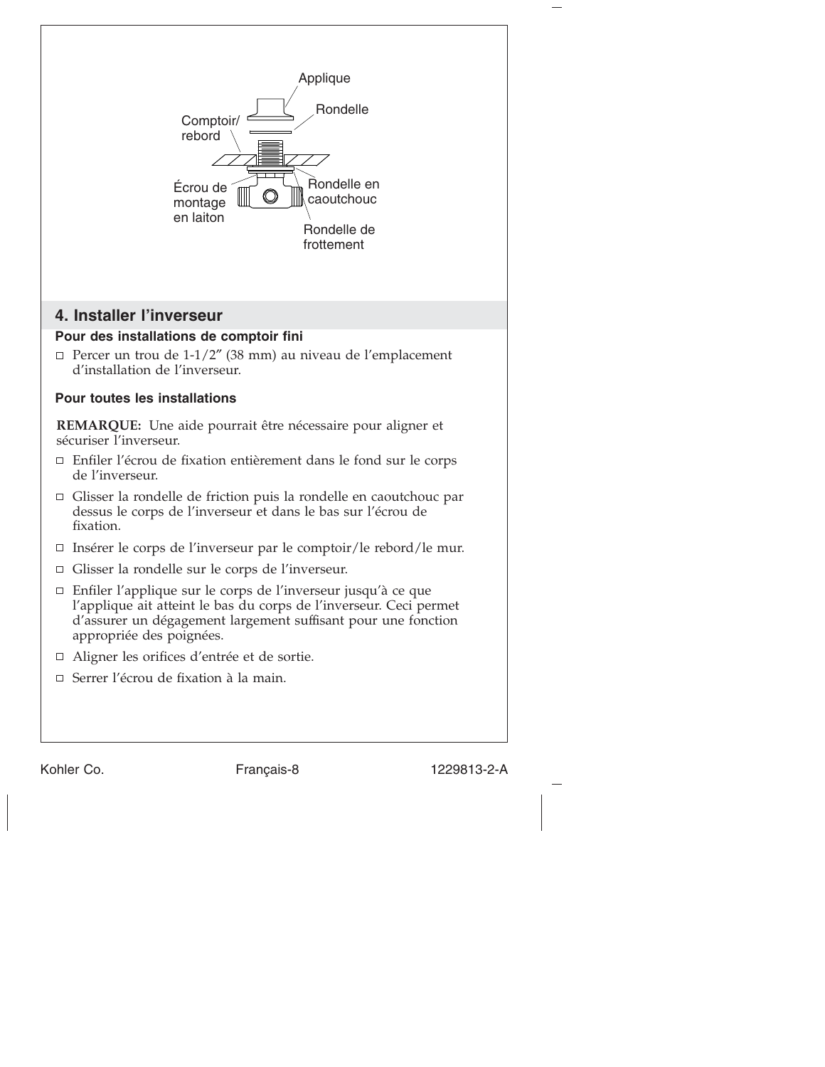Applique

Rondelle

Comptoir/
rebord

Écrou de
montage
en laiton

Rondelle en
caoutchouc

Rondelle de
frottement

## 4. Installer l'inverseur

### Pour des installations de comptoir fini

- ☐ Percer un trou de 1-1/2″ (38 mm) au niveau de l'emplacement d'installation de l'inverseur.

### Pour toutes les installations

**REMARQUE:** Une aide pourrait être nécessaire pour aligner et sécuriser l'inverseur.

- ☐ Enfiler l'écrou de fixation entièrement dans le fond sur le corps de l'inverseur.
- ☐ Glisser la rondelle de friction puis la rondelle en caoutchouc par dessus le corps de l'inverseur et dans le bas sur l'écrou de fixation.
- ☐ Insérer le corps de l'inverseur par le comptoir/le rebord/le mur.
- ☐ Glisser la rondelle sur le corps de l'inverseur.
- ☐ Enfiler l'applique sur le corps de l'inverseur jusqu'à ce que l'applique ait atteint le bas du corps de l'inverseur. Ceci permet d'assurer un dégagement largement suffisant pour une fonction appropriée des poignées.
- ☐ Aligner les orifices d'entrée et de sortie.
- ☐ Serrer l'écrou de fixation à la main.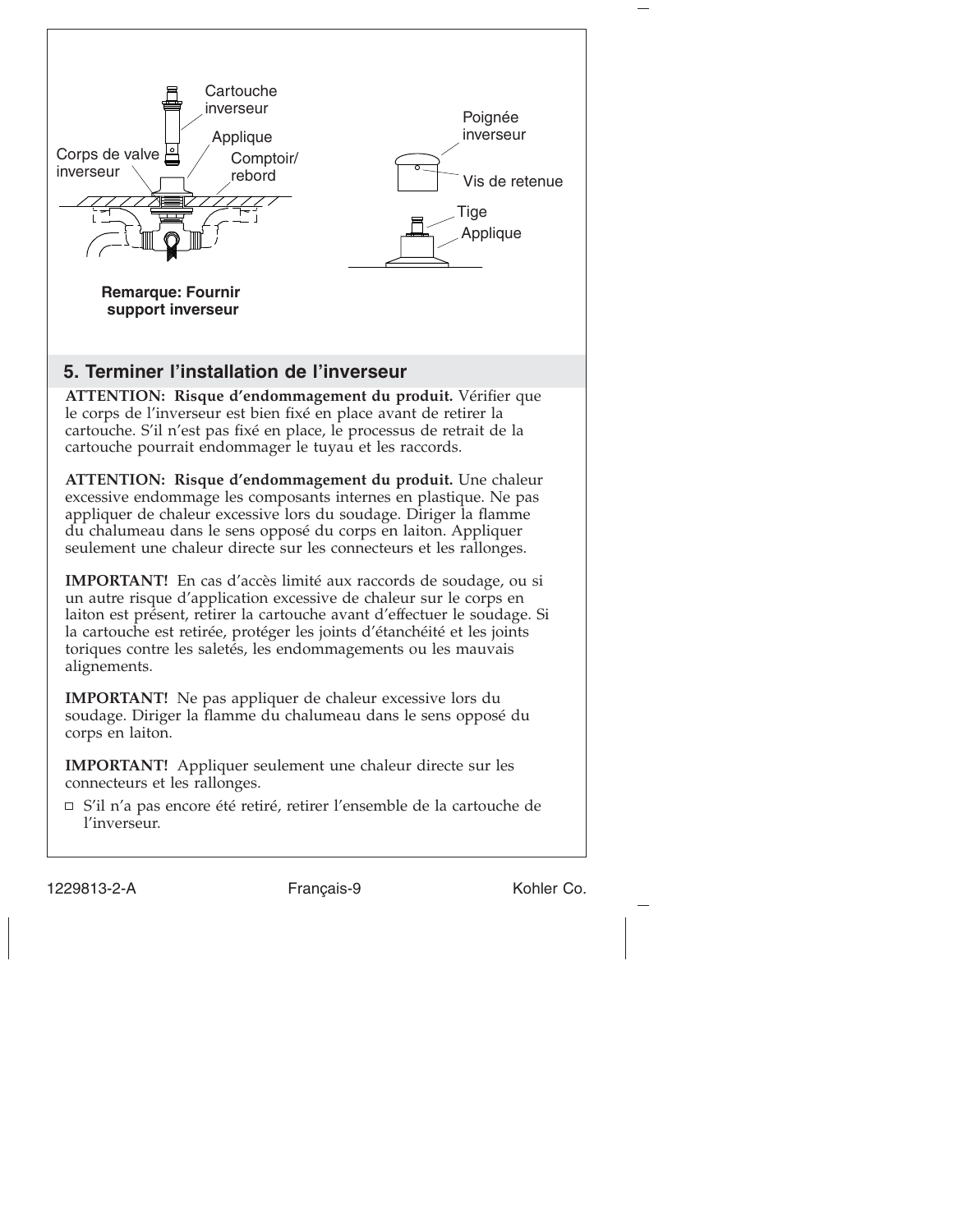Cartouche inverseur

Applique

Corps de valve inverseur

Comptoir/ rebord

Poignée inverseur

Vis de retenue

Tige

Applique

**Remarque: Fournir support inverseur**

## 5. Terminer l'installation de l'inverseur

**ATTENTION: Risque d'endommagement du produit.** Vérifier que le corps de l'inverseur est bien fixé en place avant de retirer la cartouche. S'il n'est pas fixé en place, le processus de retrait de la cartouche pourrait endommager le tuyau et les raccords.

**ATTENTION: Risque d'endommagement du produit.** Une chaleur excessive endommage les composants internes en plastique. Ne pas appliquer de chaleur excessive lors du soudage. Diriger la flamme du chalumeau dans le sens opposé du corps en laiton. Appliquer seulement une chaleur directe sur les connecteurs et les rallonges.

**IMPORTANT!** En cas d'accès limité aux raccords de soudage, ou si un autre risque d'application excessive de chaleur sur le corps en laiton est présent, retirer la cartouche avant d'effectuer le soudage. Si la cartouche est retirée, protéger les joints d'étanchéité et les joints toriques contre les saletés, les endommagements ou les mauvais alignements.

**IMPORTANT!** Ne pas appliquer de chaleur excessive lors du soudage. Diriger la flamme du chalumeau dans le sens opposé du corps en laiton.

**IMPORTANT!** Appliquer seulement une chaleur directe sur les connecteurs et les rallonges.

- ☐ S'il n'a pas encore été retiré, retirer l'ensemble de la cartouche de l'inverseur.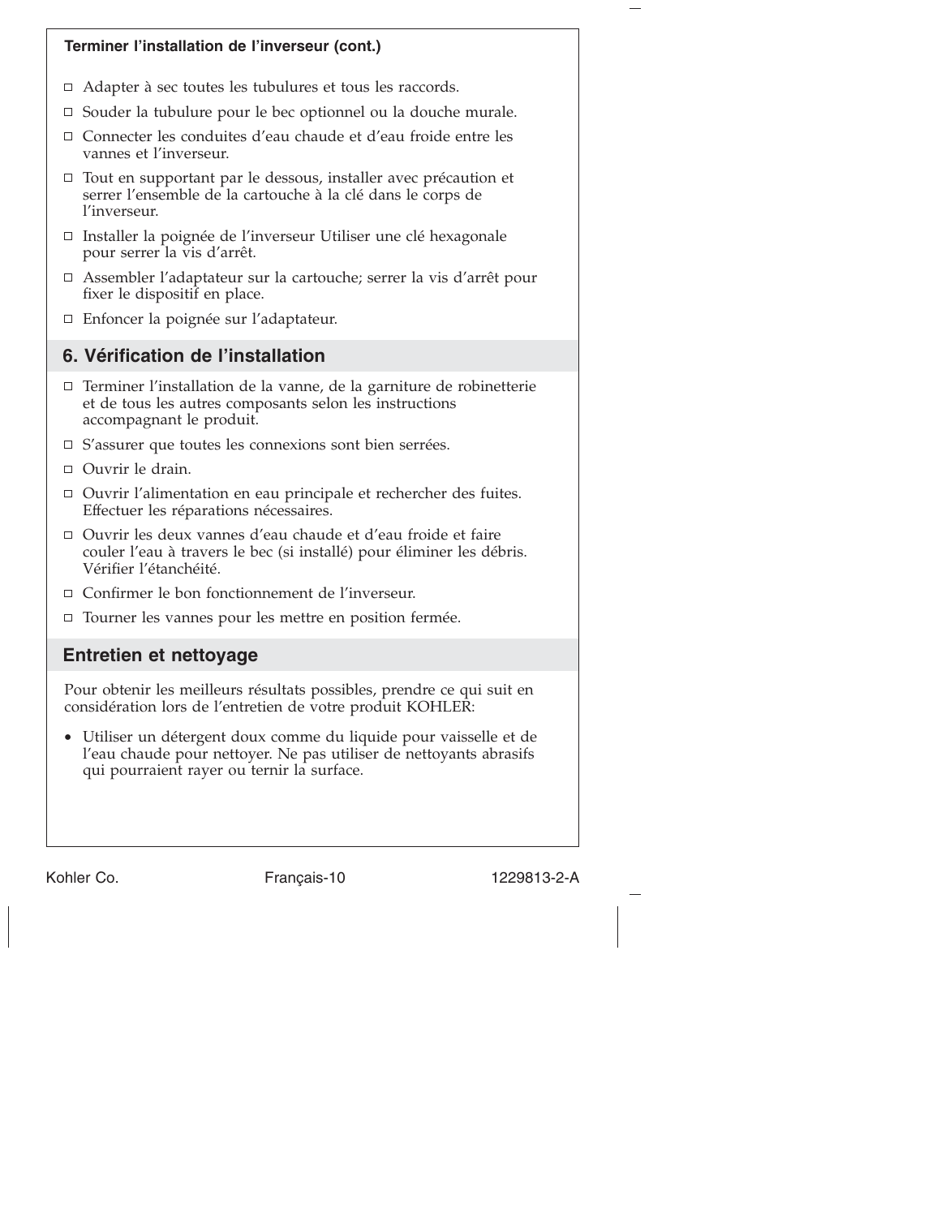**Terminer l'installation de l'inverseur (cont.)**

- ☐ Adapter à sec toutes les tubulures et tous les raccords.
- ☐ Souder la tubulure pour le bec optionnel ou la douche murale.
- ☐ Connecter les conduites d'eau chaude et d'eau froide entre les vannes et l'inverseur.
- ☐ Tout en supportant par le dessous, installer avec précaution et serrer l'ensemble de la cartouche à la clé dans le corps de l'inverseur.
- ☐ Installer la poignée de l'inverseur Utiliser une clé hexagonale pour serrer la vis d'arrêt.
- ☐ Assembler l'adaptateur sur la cartouche; serrer la vis d'arrêt pour fixer le dispositif en place.
- ☐ Enfoncer la poignée sur l'adaptateur.

## 6. Vérification de l'installation

- ☐ Terminer l'installation de la vanne, de la garniture de robinetterie et de tous les autres composants selon les instructions accompagnant le produit.
- ☐ S'assurer que toutes les connexions sont bien serrées.
- ☐ Ouvrir le drain.
- ☐ Ouvrir l'alimentation en eau principale et rechercher des fuites. Effectuer les réparations nécessaires.
- ☐ Ouvrir les deux vannes d'eau chaude et d'eau froide et faire couler l'eau à travers le bec (si installé) pour éliminer les débris. Vérifier l'étanchéité.
- ☐ Confirmer le bon fonctionnement de l'inverseur.
- ☐ Tourner les vannes pour les mettre en position fermée.

## Entretien et nettoyage

Pour obtenir les meilleurs résultats possibles, prendre ce qui suit en considération lors de l'entretien de votre produit KOHLER:

- Utiliser un détergent doux comme du liquide pour vaisselle et de l'eau chaude pour nettoyer. Ne pas utiliser de nettoyants abrasifs qui pourraient rayer ou ternir la surface.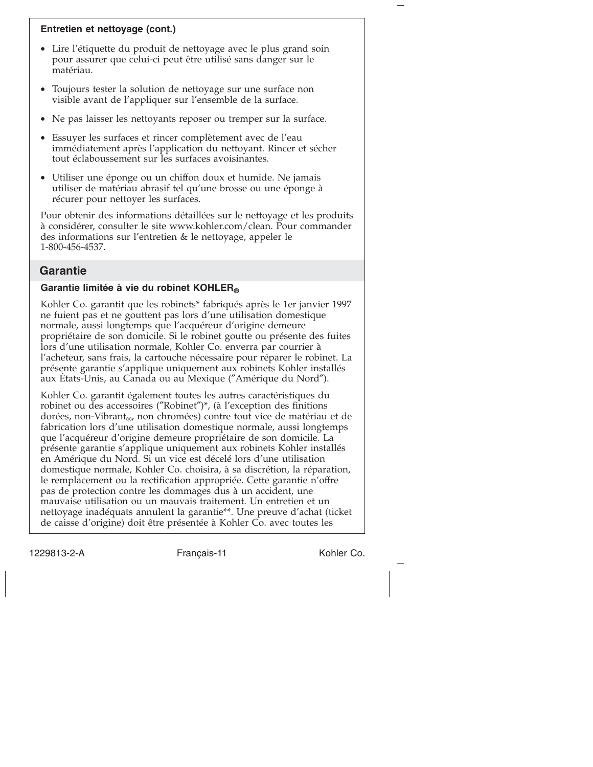### Entretien et nettoyage (cont.)

- Lire l'étiquette du produit de nettoyage avec le plus grand soin pour assurer que celui-ci peut être utilisé sans danger sur le matériau.
- Toujours tester la solution de nettoyage sur une surface non visible avant de l'appliquer sur l'ensemble de la surface.
- Ne pas laisser les nettoyants reposer ou tremper sur la surface.
- Essuyer les surfaces et rincer complètement avec de l'eau immédiatement après l'application du nettoyant. Rincer et sécher tout éclaboussement sur les surfaces avoisinantes.
- Utiliser une éponge ou un chiffon doux et humide. Ne jamais utiliser de matériau abrasif tel qu'une brosse ou une éponge à récurer pour nettoyer les surfaces.

Pour obtenir des informations détaillées sur le nettoyage et les produits à considérer, consulter le site www.kohler.com/clean. Pour commander des informations sur l'entretien & le nettoyage, appeler le 1-800-456-4537.

## Garantie

### Garantie limitée à vie du robinet KOHLER®

Kohler Co. garantit que les robinets* fabriqués après le 1er janvier 1997 ne fuient pas et ne gouttent pas lors d'une utilisation domestique normale, aussi longtemps que l'acquéreur d'origine demeure propriétaire de son domicile. Si le robinet goutte ou présente des fuites lors d'une utilisation normale, Kohler Co. enverra par courrier à l'acheteur, sans frais, la cartouche nécessaire pour réparer le robinet. La présente garantie s'applique uniquement aux robinets Kohler installés aux États-Unis, au Canada ou au Mexique ("Amérique du Nord").

Kohler Co. garantit également toutes les autres caractéristiques du robinet ou des accessoires ("Robinet")*, (à l'exception des finitions dorées, non-Vibrant®, non chromées) contre tout vice de matériau et de fabrication lors d'une utilisation domestique normale, aussi longtemps que l'acquéreur d'origine demeure propriétaire de son domicile. La présente garantie s'applique uniquement aux robinets Kohler installés en Amérique du Nord. Si un vice est décelé lors d'une utilisation domestique normale, Kohler Co. choisira, à sa discrétion, la réparation, le remplacement ou la rectification appropriée. Cette garantie n'offre pas de protection contre les dommages dus à un accident, une mauvaise utilisation ou un mauvais traitement. Un entretien et un nettoyage inadéquats annulent la garantie**. Une preuve d'achat (ticket de caisse d'origine) doit être présentée à Kohler Co. avec toutes les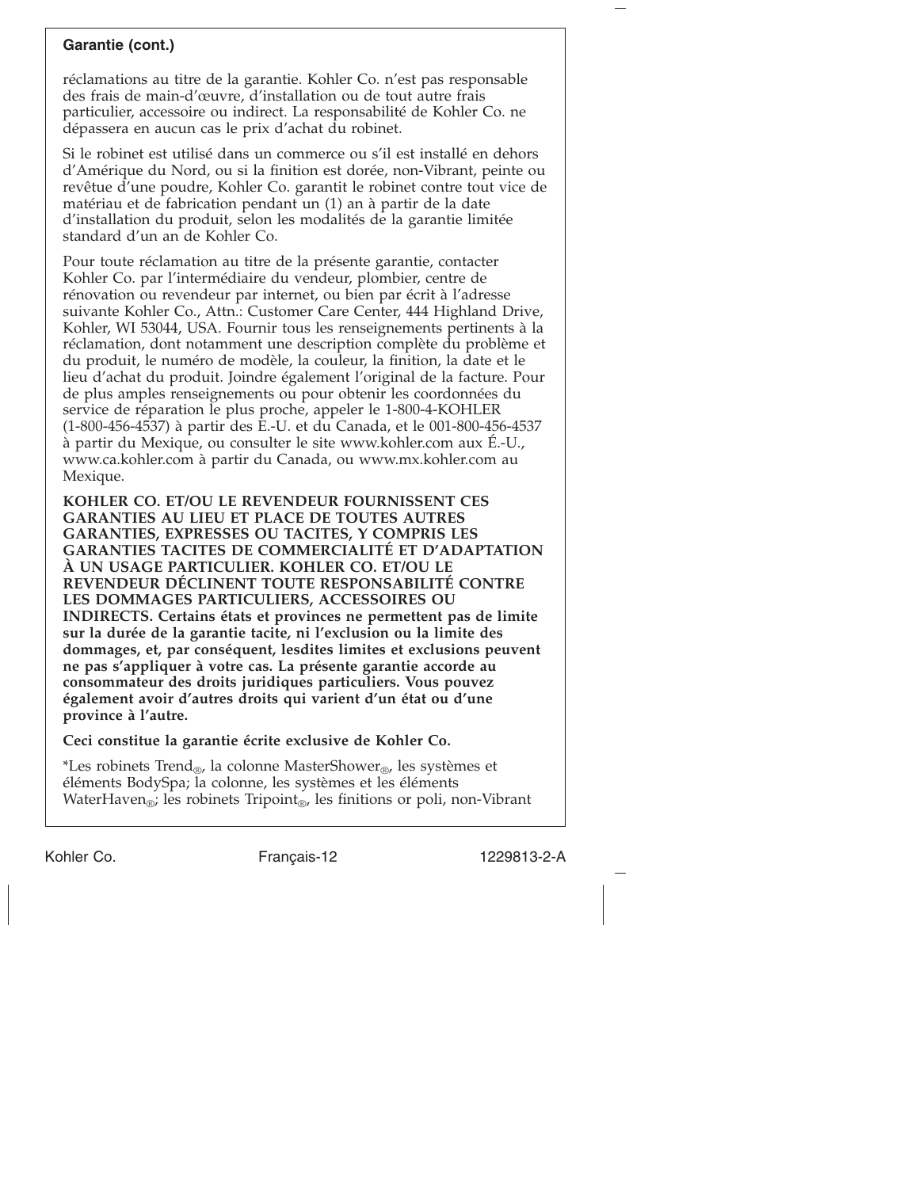**Garantie (cont.)**

réclamations au titre de la garantie. Kohler Co. n’est pas responsable des frais de main-d’œuvre, d’installation ou de tout autre frais particulier, accessoire ou indirect. La responsabilité de Kohler Co. ne dépassera en aucun cas le prix d’achat du robinet.

Si le robinet est utilisé dans un commerce ou s’il est installé en dehors d’Amérique du Nord, ou si la finition est dorée, non-Vibrant, peinte ou revêtue d’une poudre, Kohler Co. garantit le robinet contre tout vice de matériau et de fabrication pendant un (1) an à partir de la date d’installation du produit, selon les modalités de la garantie limitée standard d’un an de Kohler Co.

Pour toute réclamation au titre de la présente garantie, contacter Kohler Co. par l’intermédiaire du vendeur, plombier, centre de rénovation ou revendeur par internet, ou bien par écrit à l’adresse suivante Kohler Co., Attn.: Customer Care Center, 444 Highland Drive, Kohler, WI 53044, USA. Fournir tous les renseignements pertinents à la réclamation, dont notamment une description complète du problème et du produit, le numéro de modèle, la couleur, la finition, la date et le lieu d’achat du produit. Joindre également l’original de la facture. Pour de plus amples renseignements ou pour obtenir les coordonnées du service de réparation le plus proche, appeler le 1-800-4-KOHLER (1-800-456-4537) à partir des É.-U. et du Canada, et le 001-800-456-4537 à partir du Mexique, ou consulter le site www.kohler.com aux É.-U., www.ca.kohler.com à partir du Canada, ou www.mx.kohler.com au Mexique.

**KOHLER CO. ET/OU LE REVENDEUR FOURNISSENT CES GARANTIES AU LIEU ET PLACE DE TOUTES AUTRES GARANTIES, EXPRESSES OU TACITES, Y COMPRIS LES GARANTIES TACITES DE COMMERCIALITÉ ET D’ADAPTATION À UN USAGE PARTICULIER. KOHLER CO. ET/OU LE REVENDEUR DÉCLINENT TOUTE RESPONSABILITÉ CONTRE LES DOMMAGES PARTICULIERS, ACCESSOIRES OU INDIRECTS. Certains états et provinces ne permettent pas de limite sur la durée de la garantie tacite, ni l’exclusion ou la limite des dommages, et, par conséquent, lesdites limites et exclusions peuvent ne pas s’appliquer à votre cas. La présente garantie accorde au consommateur des droits juridiques particuliers. Vous pouvez également avoir d’autres droits qui varient d’un état ou d’une province à l’autre.**

**Ceci constitue la garantie écrite exclusive de Kohler Co.**

*Les robinets Trend®, la colonne MasterShower®, les systèmes et éléments BodySpa; la colonne, les systèmes et les éléments WaterHaven®; les robinets Tripoint®, les finitions or poli, non-Vibrant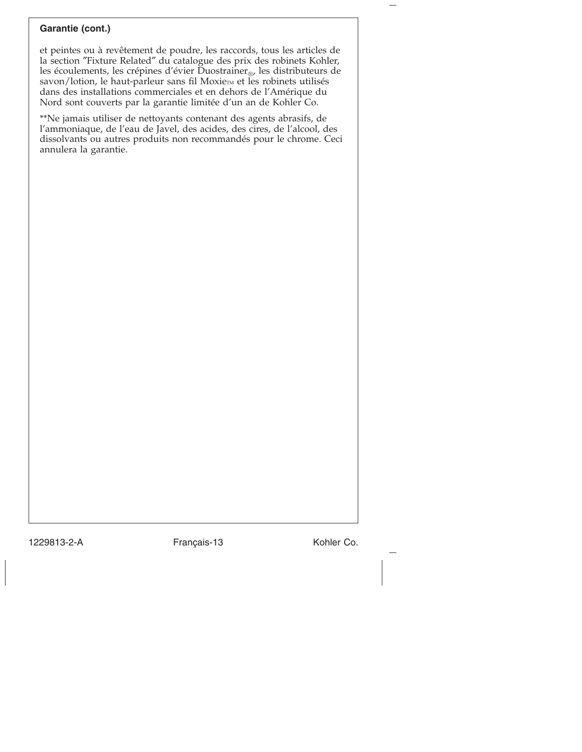**Garantie (cont.)**

et peintes ou à revêtement de poudre, les raccords, tous les articles de la section ″Fixture Related″ du catalogue des prix des robinets Kohler, les écoulements, les crépines d'évier Duostrainer®, les distributeurs de savon/lotion, le haut-parleur sans fil Moxie™ et les robinets utilisés dans des installations commerciales et en dehors de l'Amérique du Nord sont couverts par la garantie limitée d'un an de Kohler Co.

**Ne jamais utiliser de nettoyants contenant des agents abrasifs, de l'ammoniaque, de l'eau de Javel, des acides, des cires, de l'alcool, des dissolvants ou autres produits non recommandés pour le chrome. Ceci annulera la garantie.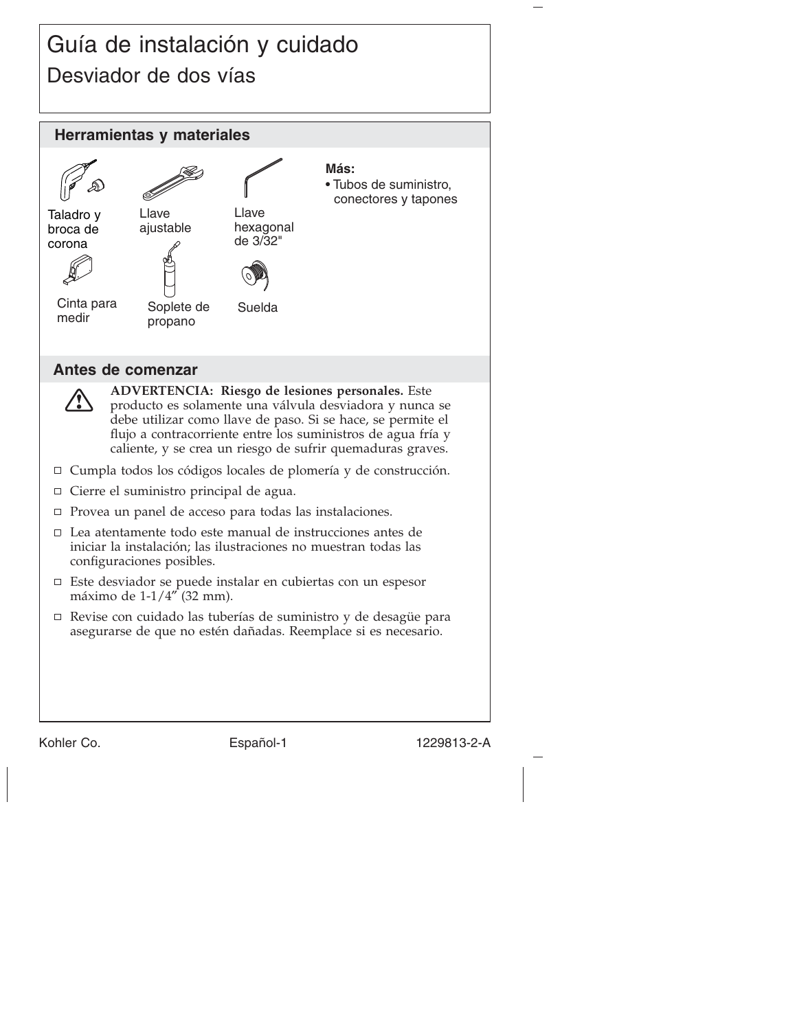# Guía de instalación y cuidado

## Desviador de dos vías

### Herramientas y materiales

Taladro y broca de corona

Llave ajustable

Llave hexagonal de 3/32"

Cinta para medir

Soplete de propano

Suelda

**Más:**

- Tubos de suministro, conectores y tapones

### Antes de comenzar

**ADVERTENCIA: Riesgo de lesiones personales.** Este producto es solamente una válvula desviadora y nunca se debe utilizar como llave de paso. Si se hace, se permite el flujo a contracorriente entre los suministros de agua fría y caliente, y se crea un riesgo de sufrir quemaduras graves.

- ☐ Cumpla todos los códigos locales de plomería y de construcción.
- ☐ Cierre el suministro principal de agua.
- ☐ Provea un panel de acceso para todas las instalaciones.
- ☐ Lea atentamente todo este manual de instrucciones antes de iniciar la instalación; las ilustraciones no muestran todas las configuraciones posibles.
- ☐ Este desviador se puede instalar en cubiertas con un espesor máximo de 1-1/4″ (32 mm).
- ☐ Revise con cuidado las tuberías de suministro y de desagüe para asegurarse de que no estén dañadas. Reemplace si es necesario.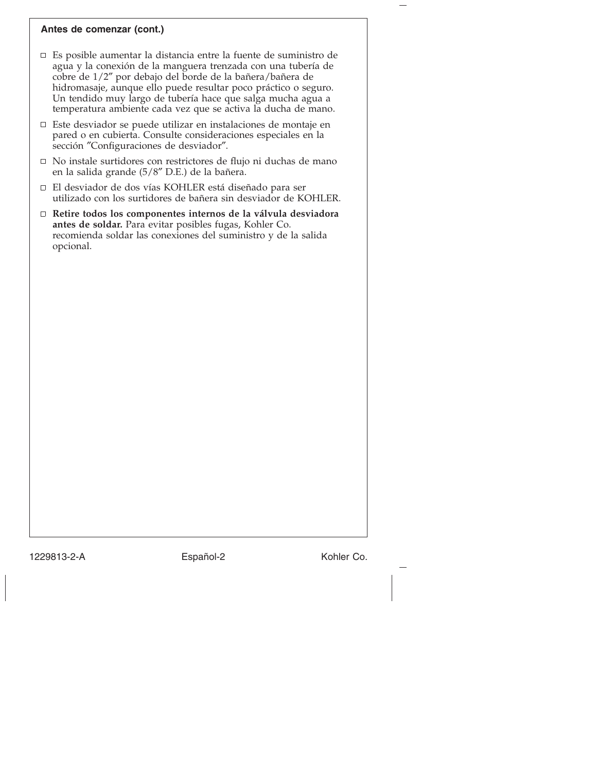## Antes de comenzar (cont.)

- Es posible aumentar la distancia entre la fuente de suministro de agua y la conexión de la manguera trenzada con una tubería de cobre de 1/2″ por debajo del borde de la bañera/bañera de hidromasaje, aunque ello puede resultar poco práctico o seguro. Un tendido muy largo de tubería hace que salga mucha agua a temperatura ambiente cada vez que se activa la ducha de mano.
- Este desviador se puede utilizar en instalaciones de montaje en pared o en cubierta. Consulte consideraciones especiales en la sección ″Configuraciones de desviador″.
- No instale surtidores con restrictores de flujo ni duchas de mano en la salida grande (5/8″ D.E.) de la bañera.
- El desviador de dos vías KOHLER está diseñado para ser utilizado con los surtidores de bañera sin desviador de KOHLER.
- **Retire todos los componentes internos de la válvula desviadora antes de soldar.** Para evitar posibles fugas, Kohler Co. recomienda soldar las conexiones del suministro y de la salida opcional.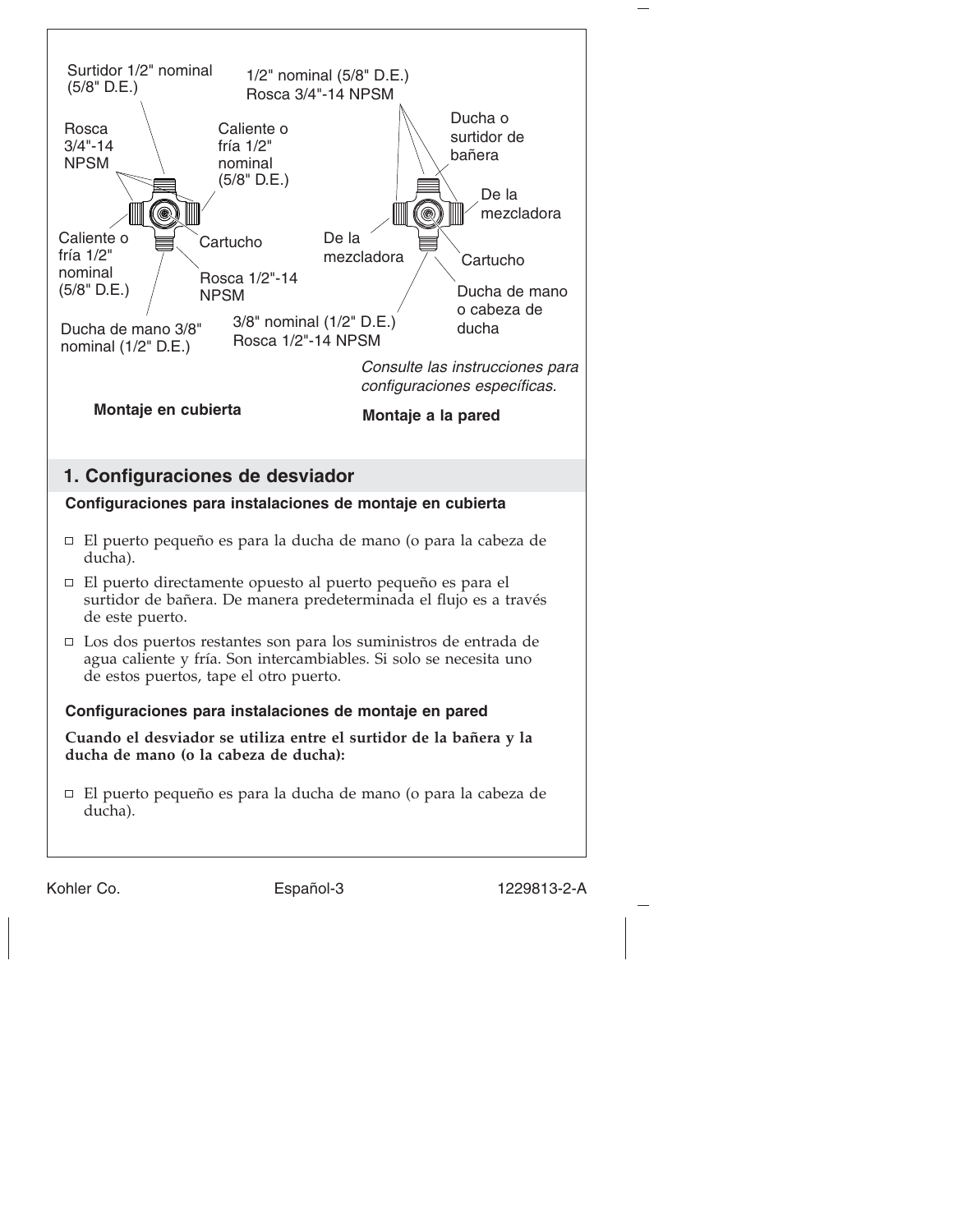Surtidor 1/2" nominal (5/8" D.E.)

Rosca 3/4"-14 NPSM

Caliente o fría 1/2" nominal (5/8" D.E.)

Caliente o fría 1/2" nominal (5/8" D.E.)

Cartucho

Rosca 1/2"-14 NPSM

Ducha de mano 3/8" nominal (1/2" D.E.)

1/2" nominal (5/8" D.E.) Rosca 3/4"-14 NPSM

Ducha o surtidor de bañera

De la mezcladora

De la mezcladora

Cartucho

Ducha de mano o cabeza de ducha

3/8" nominal (1/2" D.E.) Rosca 1/2"-14 NPSM

*Consulte las instrucciones para configuraciones específicas.*

**Montaje en cubierta**

**Montaje a la pared**

## 1. Configuraciones de desviador

### Configuraciones para instalaciones de montaje en cubierta

- El puerto pequeño es para la ducha de mano (o para la cabeza de ducha).
- El puerto directamente opuesto al puerto pequeño es para el surtidor de bañera. De manera predeterminada el flujo es a través de este puerto.
- Los dos puertos restantes son para los suministros de entrada de agua caliente y fría. Son intercambiables. Si solo se necesita uno de estos puertos, tape el otro puerto.

### Configuraciones para instalaciones de montaje en pared

**Cuando el desviador se utiliza entre el surtidor de la bañera y la ducha de mano (o la cabeza de ducha):**

- El puerto pequeño es para la ducha de mano (o para la cabeza de ducha).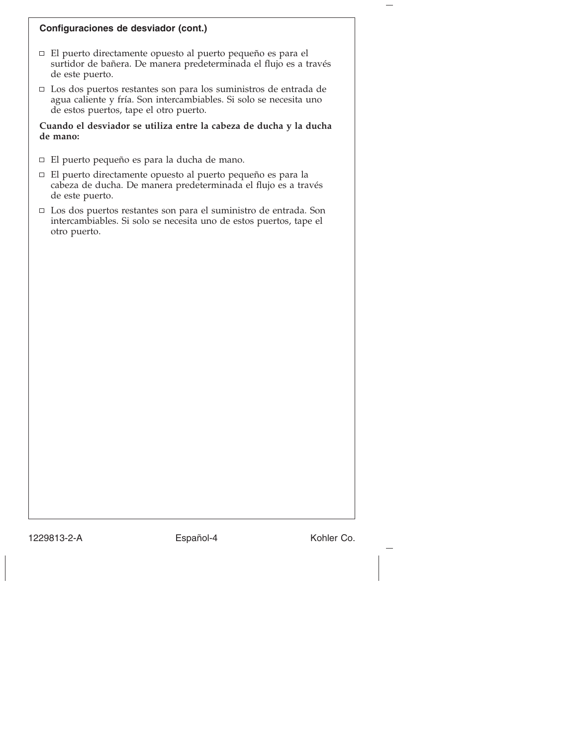**Configuraciones de desviador (cont.)**

- El puerto directamente opuesto al puerto pequeño es para el surtidor de bañera. De manera predeterminada el flujo es a través de este puerto.
- Los dos puertos restantes son para los suministros de entrada de agua caliente y fría. Son intercambiables. Si solo se necesita uno de estos puertos, tape el otro puerto.

**Cuando el desviador se utiliza entre la cabeza de ducha y la ducha de mano:**

- El puerto pequeño es para la ducha de mano.
- El puerto directamente opuesto al puerto pequeño es para la cabeza de ducha. De manera predeterminada el flujo es a través de este puerto.
- Los dos puertos restantes son para el suministro de entrada. Son intercambiables. Si solo se necesita uno de estos puertos, tape el otro puerto.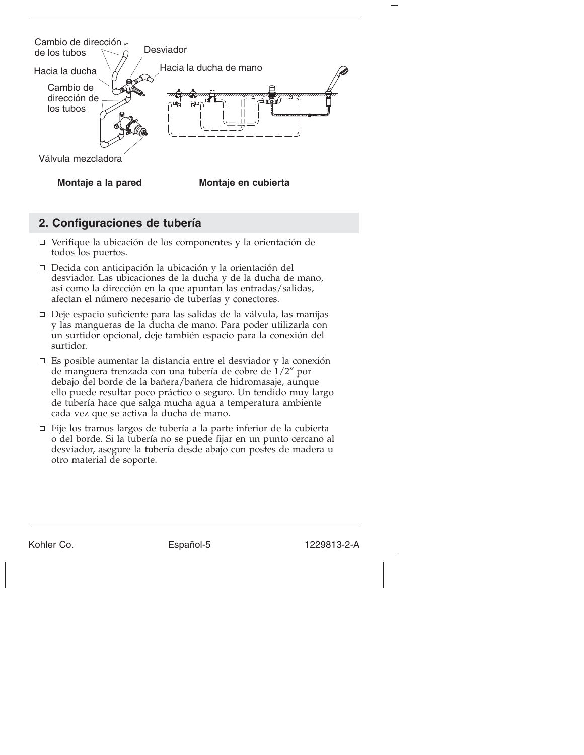Cambio de dirección de los tubos

Desviador

Hacia la ducha

Hacia la ducha de mano

Cambio de dirección de los tubos

Válvula mezcladora

**Montaje a la pared** **Montaje en cubierta**

## 2. Configuraciones de tubería

- Verifique la ubicación de los componentes y la orientación de todos los puertos.
- Decida con anticipación la ubicación y la orientación del desviador. Las ubicaciones de la ducha y de la ducha de mano, así como la dirección en la que apuntan las entradas/salidas, afectan el número necesario de tuberías y conectores.
- Deje espacio suficiente para las salidas de la válvula, las manijas y las mangueras de la ducha de mano. Para poder utilizarla con un surtidor opcional, deje también espacio para la conexión del surtidor.
- Es posible aumentar la distancia entre el desviador y la conexión de manguera trenzada con una tubería de cobre de 1/2″ por debajo del borde de la bañera/bañera de hidromasaje, aunque ello puede resultar poco práctico o seguro. Un tendido muy largo de tubería hace que salga mucha agua a temperatura ambiente cada vez que se activa la ducha de mano.
- Fije los tramos largos de tubería a la parte inferior de la cubierta o del borde. Si la tubería no se puede fijar en un punto cercano al desviador, asegure la tubería desde abajo con postes de madera u otro material de soporte.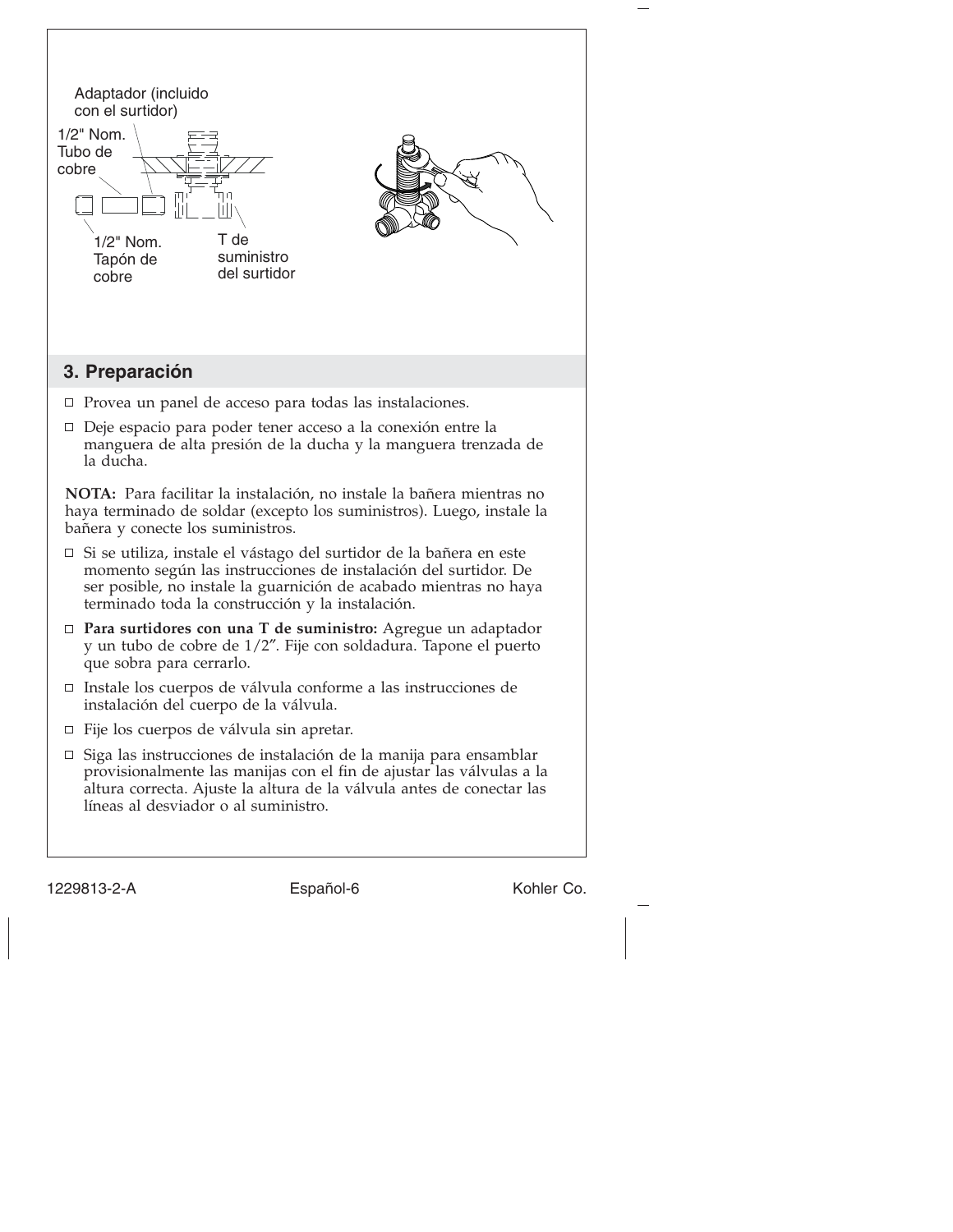Adaptador (incluido con el surtidor)

1/2" Nom. Tubo de cobre

1/2" Nom. Tapón de cobre

T de suministro del surtidor

## 3. Preparación

- Provea un panel de acceso para todas las instalaciones.
- Deje espacio para poder tener acceso a la conexión entre la manguera de alta presión de la ducha y la manguera trenzada de la ducha.

**NOTA:** Para facilitar la instalación, no instale la bañera mientras no haya terminado de soldar (excepto los suministros). Luego, instale la bañera y conecte los suministros.

- Si se utiliza, instale el vástago del surtidor de la bañera en este momento según las instrucciones de instalación del surtidor. De ser posible, no instale la guarnición de acabado mientras no haya terminado toda la construcción y la instalación.
- **Para surtidores con una T de suministro:** Agregue un adaptador y un tubo de cobre de 1/2″. Fije con soldadura. Tapone el puerto que sobra para cerrarlo.
- Instale los cuerpos de válvula conforme a las instrucciones de instalación del cuerpo de la válvula.
- Fije los cuerpos de válvula sin apretar.
- Siga las instrucciones de instalación de la manija para ensamblar provisionalmente las manijas con el fin de ajustar las válvulas a la altura correcta. Ajuste la altura de la válvula antes de conectar las líneas al desviador o al suministro.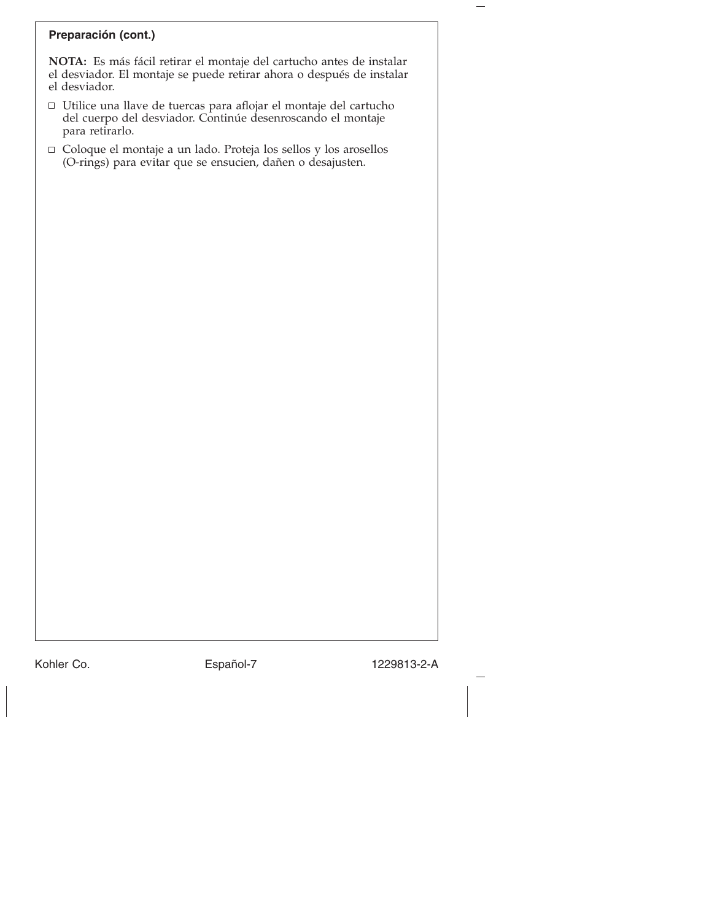**Preparación (cont.)**

**NOTA:** Es más fácil retirar el montaje del cartucho antes de instalar el desviador. El montaje se puede retirar ahora o después de instalar el desviador.

- ☐ Utilice una llave de tuercas para aflojar el montaje del cartucho del cuerpo del desviador. Continúe desenroscando el montaje para retirarlo.
- ☐ Coloque el montaje a un lado. Proteja los sellos y los arosellos (O-rings) para evitar que se ensucien, dañen o desajusten.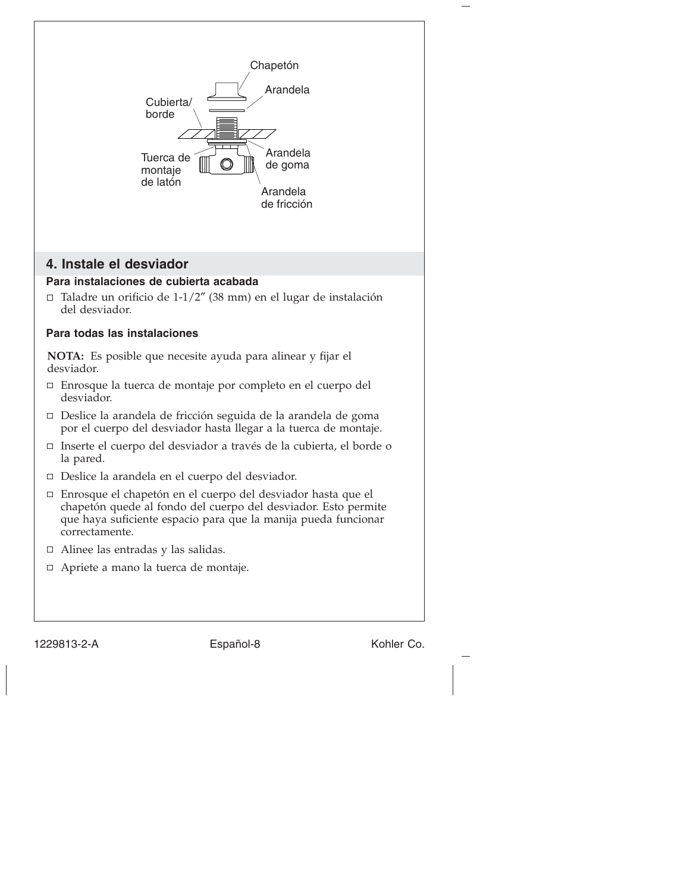Chapetón

Arandela

Cubierta/
borde

Tuerca de
montaje
de latón

Arandela
de goma

Arandela
de fricción

## 4. Instale el desviador

**Para instalaciones de cubierta acabada**

- Taladre un orificio de 1-1/2″ (38 mm) en el lugar de instalación del desviador.

**Para todas las instalaciones**

**NOTA:** Es posible que necesite ayuda para alinear y fijar el desviador.

- Enrosque la tuerca de montaje por completo en el cuerpo del desviador.
- Deslice la arandela de fricción seguida de la arandela de goma por el cuerpo del desviador hasta llegar a la tuerca de montaje.
- Inserte el cuerpo del desviador a través de la cubierta, el borde o la pared.
- Deslice la arandela en el cuerpo del desviador.
- Enrosque el chapetón en el cuerpo del desviador hasta que el chapetón quede al fondo del cuerpo del desviador. Esto permite que haya suficiente espacio para que la manija pueda funcionar correctamente.
- Alinee las entradas y las salidas.
- Apriete a mano la tuerca de montaje.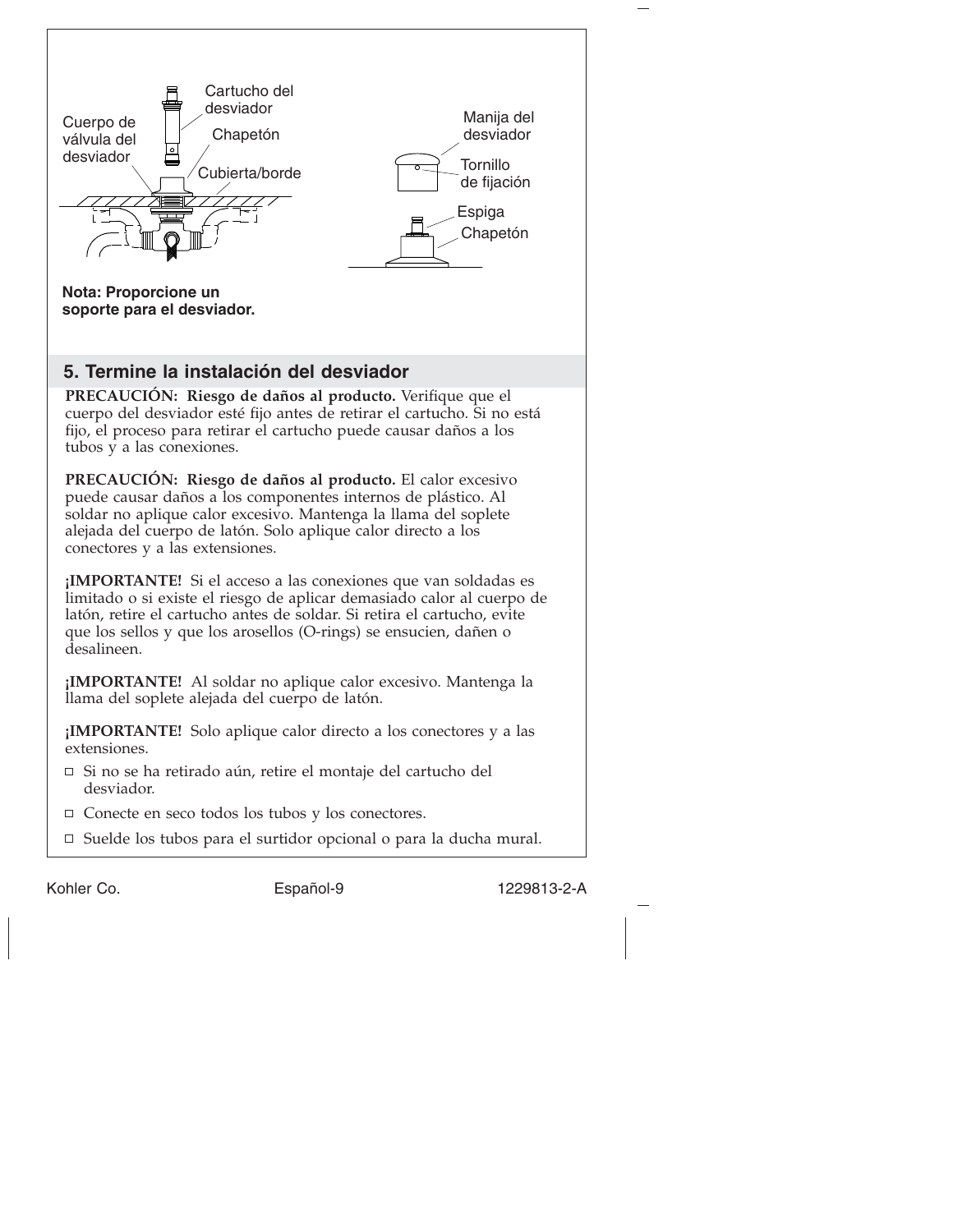Cartucho del desviador

Cuerpo de válvula del desviador

Chapetón

Cubierta/borde

Manija del desviador

Tornillo de fijación

Espiga

Chapetón

**Nota: Proporcione un soporte para el desviador.**

## 5. Termine la instalación del desviador

**PRECAUCIÓN: Riesgo de daños al producto.** Verifique que el cuerpo del desviador esté fijo antes de retirar el cartucho. Si no está fijo, el proceso para retirar el cartucho puede causar daños a los tubos y a las conexiones.

**PRECAUCIÓN: Riesgo de daños al producto.** El calor excesivo puede causar daños a los componentes internos de plástico. Al soldar no aplique calor excesivo. Mantenga la llama del soplete alejada del cuerpo de latón. Solo aplique calor directo a los conectores y a las extensiones.

**¡IMPORTANTE!** Si el acceso a las conexiones que van soldadas es limitado o si existe el riesgo de aplicar demasiado calor al cuerpo de latón, retire el cartucho antes de soldar. Si retira el cartucho, evite que los sellos y que los arosellos (O-rings) se ensucien, dañen o desalineen.

**¡IMPORTANTE!** Al soldar no aplique calor excesivo. Mantenga la llama del soplete alejada del cuerpo de latón.

**¡IMPORTANTE!** Solo aplique calor directo a los conectores y a las extensiones.

- ☐ Si no se ha retirado aún, retire el montaje del cartucho del desviador.
- ☐ Conecte en seco todos los tubos y los conectores.
- ☐ Suelde los tubos para el surtidor opcional o para la ducha mural.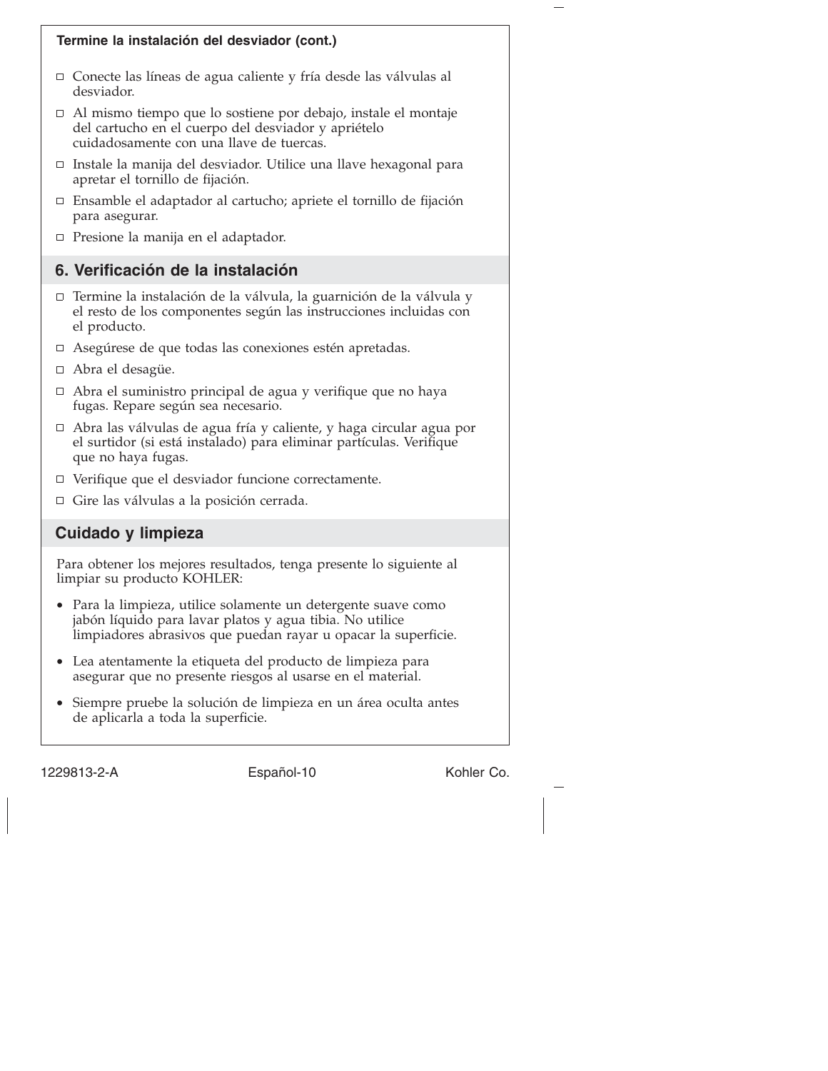**Termine la instalación del desviador (cont.)**

- ☐ Conecte las líneas de agua caliente y fría desde las válvulas al desviador.
- ☐ Al mismo tiempo que lo sostiene por debajo, instale el montaje del cartucho en el cuerpo del desviador y apriételo cuidadosamente con una llave de tuercas.
- ☐ Instale la manija del desviador. Utilice una llave hexagonal para apretar el tornillo de fijación.
- ☐ Ensamble el adaptador al cartucho; apriete el tornillo de fijación para asegurar.
- ☐ Presione la manija en el adaptador.

## 6. Verificación de la instalación

- ☐ Termine la instalación de la válvula, la guarnición de la válvula y el resto de los componentes según las instrucciones incluidas con el producto.
- ☐ Asegúrese de que todas las conexiones estén apretadas.
- ☐ Abra el desagüe.
- ☐ Abra el suministro principal de agua y verifique que no haya fugas. Repare según sea necesario.
- ☐ Abra las válvulas de agua fría y caliente, y haga circular agua por el surtidor (si está instalado) para eliminar partículas. Verifique que no haya fugas.
- ☐ Verifique que el desviador funcione correctamente.
- ☐ Gire las válvulas a la posición cerrada.

## Cuidado y limpieza

Para obtener los mejores resultados, tenga presente lo siguiente al limpiar su producto KOHLER:

- Para la limpieza, utilice solamente un detergente suave como jabón líquido para lavar platos y agua tibia. No utilice limpiadores abrasivos que puedan rayar u opacar la superficie.
- Lea atentamente la etiqueta del producto de limpieza para asegurar que no presente riesgos al usarse en el material.
- Siempre pruebe la solución de limpieza en un área oculta antes de aplicarla a toda la superficie.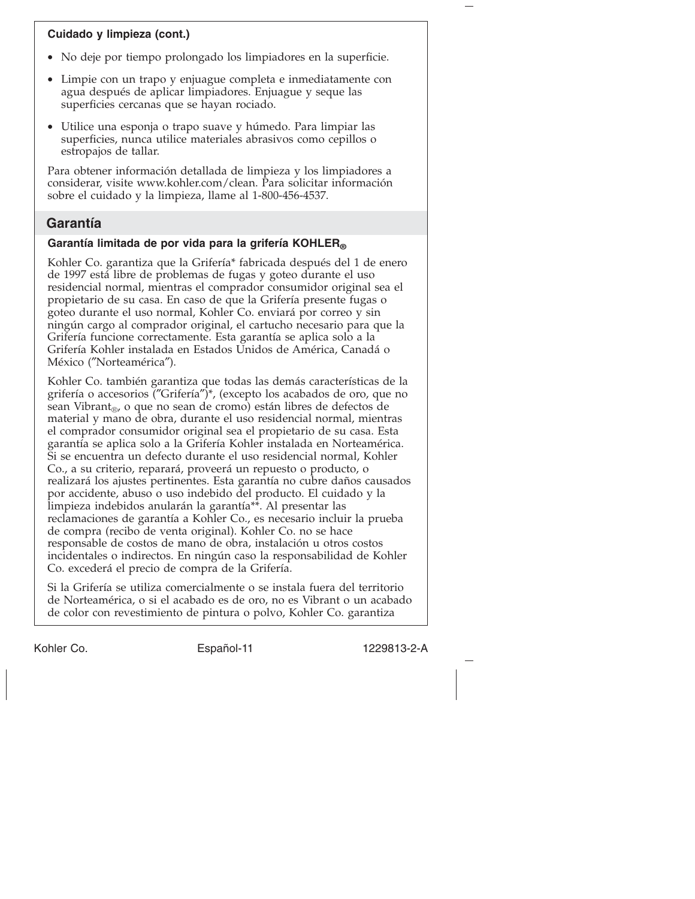**Cuidado y limpieza (cont.)**

- No deje por tiempo prolongado los limpiadores en la superficie.
- Limpie con un trapo y enjuague completa e inmediatamente con agua después de aplicar limpiadores. Enjuague y seque las superficies cercanas que se hayan rociado.
- Utilice una esponja o trapo suave y húmedo. Para limpiar las superficies, nunca utilice materiales abrasivos como cepillos o estropajos de tallar.

Para obtener información detallada de limpieza y los limpiadores a considerar, visite www.kohler.com/clean. Para solicitar información sobre el cuidado y la limpieza, llame al 1-800-456-4537.

## Garantía

### Garantía limitada de por vida para la grifería KOHLER®

Kohler Co. garantiza que la Grifería* fabricada después del 1 de enero de 1997 está libre de problemas de fugas y goteo durante el uso residencial normal, mientras el comprador consumidor original sea el propietario de su casa. En caso de que la Grifería presente fugas o goteo durante el uso normal, Kohler Co. enviará por correo y sin ningún cargo al comprador original, el cartucho necesario para que la Grifería funcione correctamente. Esta garantía se aplica solo a la Grifería Kohler instalada en Estados Unidos de América, Canadá o México ("Norteamérica").

Kohler Co. también garantiza que todas las demás características de la grifería o accesorios ("Grifería")*, (excepto los acabados de oro, que no sean Vibrant®, o que no sean de cromo) están libres de defectos de material y mano de obra, durante el uso residencial normal, mientras el comprador consumidor original sea el propietario de su casa. Esta garantía se aplica solo a la Grifería Kohler instalada en Norteamérica. Si se encuentra un defecto durante el uso residencial normal, Kohler Co., a su criterio, reparará, proveerá un repuesto o producto, o realizará los ajustes pertinentes. Esta garantía no cubre daños causados por accidente, abuso o uso indebido del producto. El cuidado y la limpieza indebidos anularán la garantía**. Al presentar las reclamaciones de garantía a Kohler Co., es necesario incluir la prueba de compra (recibo de venta original). Kohler Co. no se hace responsable de costos de mano de obra, instalación u otros costos incidentales o indirectos. En ningún caso la responsabilidad de Kohler Co. excederá el precio de compra de la Grifería.

Si la Grifería se utiliza comercialmente o se instala fuera del territorio de Norteamérica, o si el acabado es de oro, no es Vibrant o un acabado de color con revestimiento de pintura o polvo, Kohler Co. garantiza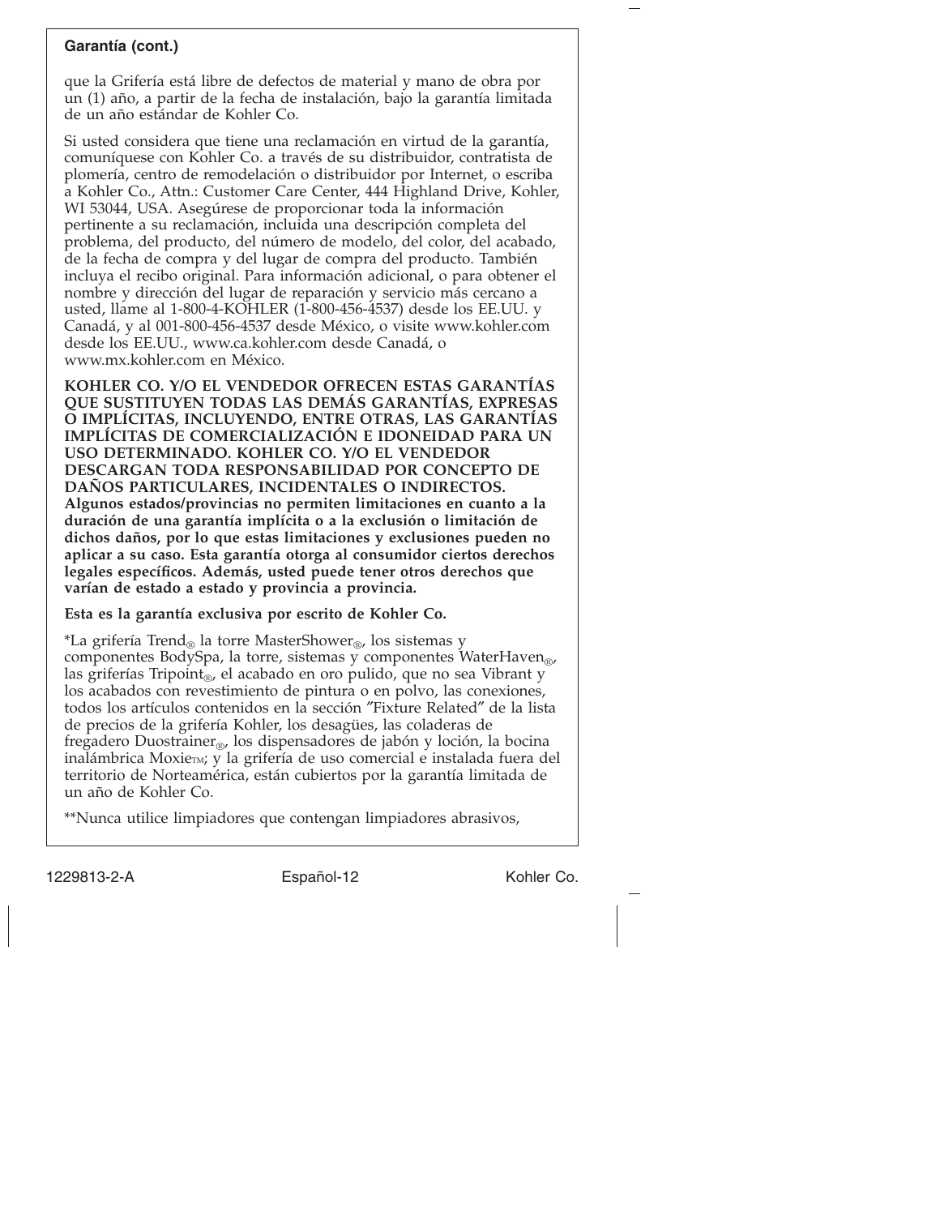**Garantía (cont.)**

que la Grifería está libre de defectos de material y mano de obra por un (1) año, a partir de la fecha de instalación, bajo la garantía limitada de un año estándar de Kohler Co.

Si usted considera que tiene una reclamación en virtud de la garantía, comuníquese con Kohler Co. a través de su distribuidor, contratista de plomería, centro de remodelación o distribuidor por Internet, o escriba a Kohler Co., Attn.: Customer Care Center, 444 Highland Drive, Kohler, WI 53044, USA. Asegúrese de proporcionar toda la información pertinente a su reclamación, incluida una descripción completa del problema, del producto, del número de modelo, del color, del acabado, de la fecha de compra y del lugar de compra del producto. También incluya el recibo original. Para información adicional, o para obtener el nombre y dirección del lugar de reparación y servicio más cercano a usted, llame al 1-800-4-KOHLER (1-800-456-4537) desde los EE.UU. y Canadá, y al 001-800-456-4537 desde México, o visite www.kohler.com desde los EE.UU., www.ca.kohler.com desde Canadá, o www.mx.kohler.com en México.

**KOHLER CO. Y/O EL VENDEDOR OFRECEN ESTAS GARANTÍAS QUE SUSTITUYEN TODAS LAS DEMÁS GARANTÍAS, EXPRESAS O IMPLÍCITAS, INCLUYENDO, ENTRE OTRAS, LAS GARANTÍAS IMPLÍCITAS DE COMERCIALIZACIÓN E IDONEIDAD PARA UN USO DETERMINADO. KOHLER CO. Y/O EL VENDEDOR DESCARGAN TODA RESPONSABILIDAD POR CONCEPTO DE DAÑOS PARTICULARES, INCIDENTALES O INDIRECTOS. Algunos estados/provincias no permiten limitaciones en cuanto a la duración de una garantía implícita o a la exclusión o limitación de dichos daños, por lo que estas limitaciones y exclusiones pueden no aplicar a su caso. Esta garantía otorga al consumidor ciertos derechos legales específicos. Además, usted puede tener otros derechos que varían de estado a estado y provincia a provincia.**

**Esta es la garantía exclusiva por escrito de Kohler Co.**

*La grifería Trend® la torre MasterShower®, los sistemas y componentes BodySpa, la torre, sistemas y componentes WaterHaven®, las griferías Tripoint®, el acabado en oro pulido, que no sea Vibrant y los acabados con revestimiento de pintura o en polvo, las conexiones, todos los artículos contenidos en la sección "Fixture Related" de la lista de precios de la grifería Kohler, los desagües, las coladeras de fregadero Duostrainer®, los dispensadores de jabón y loción, la bocina inalámbrica Moxie™; y la grifería de uso comercial e instalada fuera del territorio de Norteamérica, están cubiertos por la garantía limitada de un año de Kohler Co.

**Nunca utilice limpiadores que contengan limpiadores abrasivos,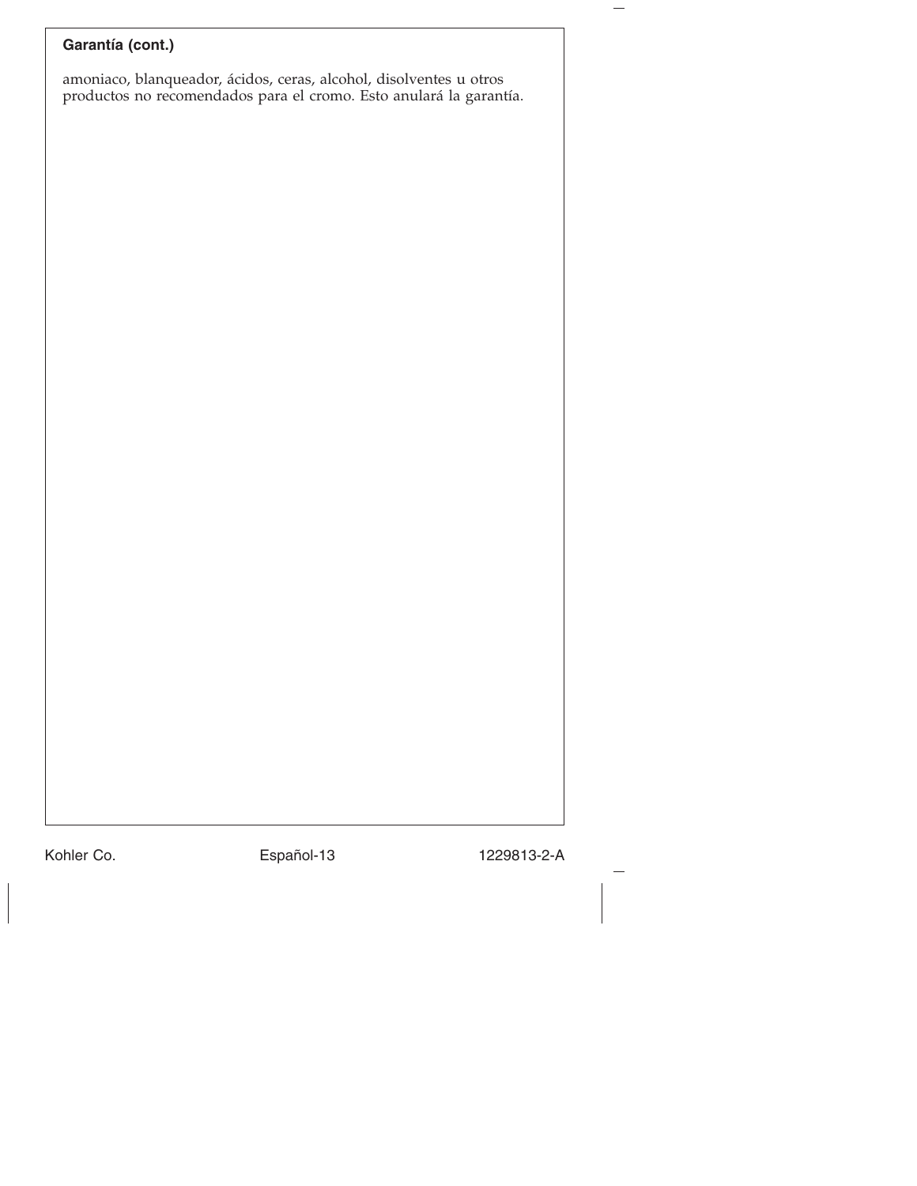**Garantía (cont.)**

amoniaco, blanqueador, ácidos, ceras, alcohol, disolventes u otros productos no recomendados para el cromo. Esto anulará la garantía.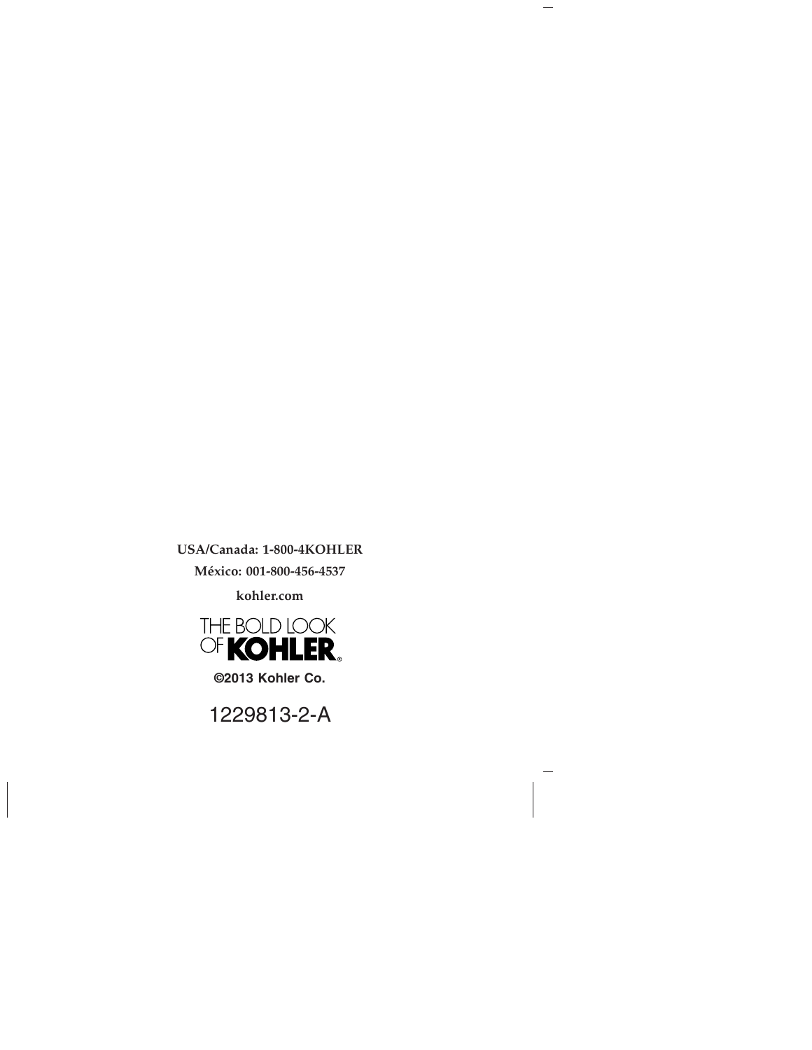**USA/Canada: 1-800-4KOHLER**

**México: 001-800-456-4537**

**kohler.com**

THE BOLD LOOK OF **KOHLER**®

**©2013 Kohler Co.**

1229813-2-A